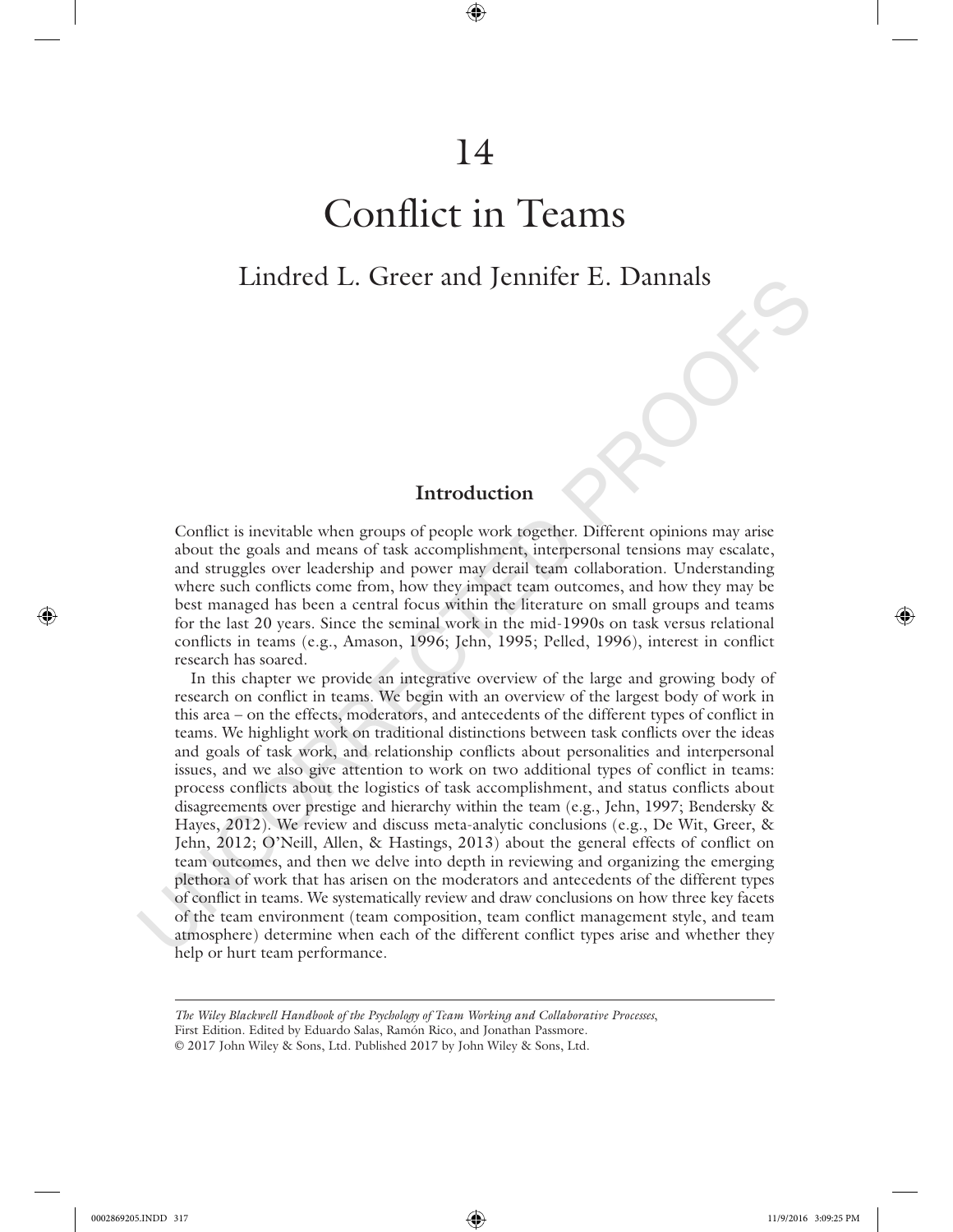# 14

# Conflict in Teams

Lindred L. Greer and Jennifer E. Dannals

## Introduction

Conflict is inevitable when groups of people work together. Different opinions may arise about the goals and means of task accomplishment, interpersonal tensions may escalate, and struggles over leadership and power may derail team collaboration. Understanding where such conflicts come from, how they impact team outcomes, and how they may be best managed has been a central focus within the literature on small groups and teams for the last 20 years. Since the seminal work in the mid-1990s on task versus relational conflicts in teams (e.g., Amason, 1996; Jehn, 1995; Pelled, 1996), interest in conflict research has soared.

In this chapter we provide an integrative overview of the large and growing body of research on conflict in teams. We begin with an overview of the largest body of work in this area – on the effects, moderators, and antecedents of the different types of conflict in teams. We highlight work on traditional distinctions between task conflicts over the ideas and goals of task work, and relationship conflicts about personalities and interpersonal issues, and we also give attention to work on two additional types of conflict in teams: process conflicts about the logistics of task accomplishment, and status conflicts about disagreements over prestige and hierarchy within the team (e.g., Jehn, 1997; Bendersky & Hayes, 2012). We review and discuss meta-analytic conclusions (e.g., De Wit, Greer, & Jehn, 2012; O'Neill, Allen, & Hastings, 2013) about the general effects of conflict on team outcomes, and then we delve into depth in reviewing and organizing the emerging plethora of work that has arisen on the moderators and antecedents of the different types of conflict in teams. We systematically review and draw conclusions on how three key facets of the team environment (team composition, team conflict management style, and team atmosphere) determine when each of the different conflict types arise and whether they help or hurt team performance.

*The Wiley Blackwell Handbook of the Psychology of Team Working and Collaborative Processes*, First Edition. Edited by Eduardo Salas, Ramón Rico, and Jonathan Passmore.
© 2017 John Wiley & Sons, Ltd. Published 2017 by John Wiley & Sons, Ltd.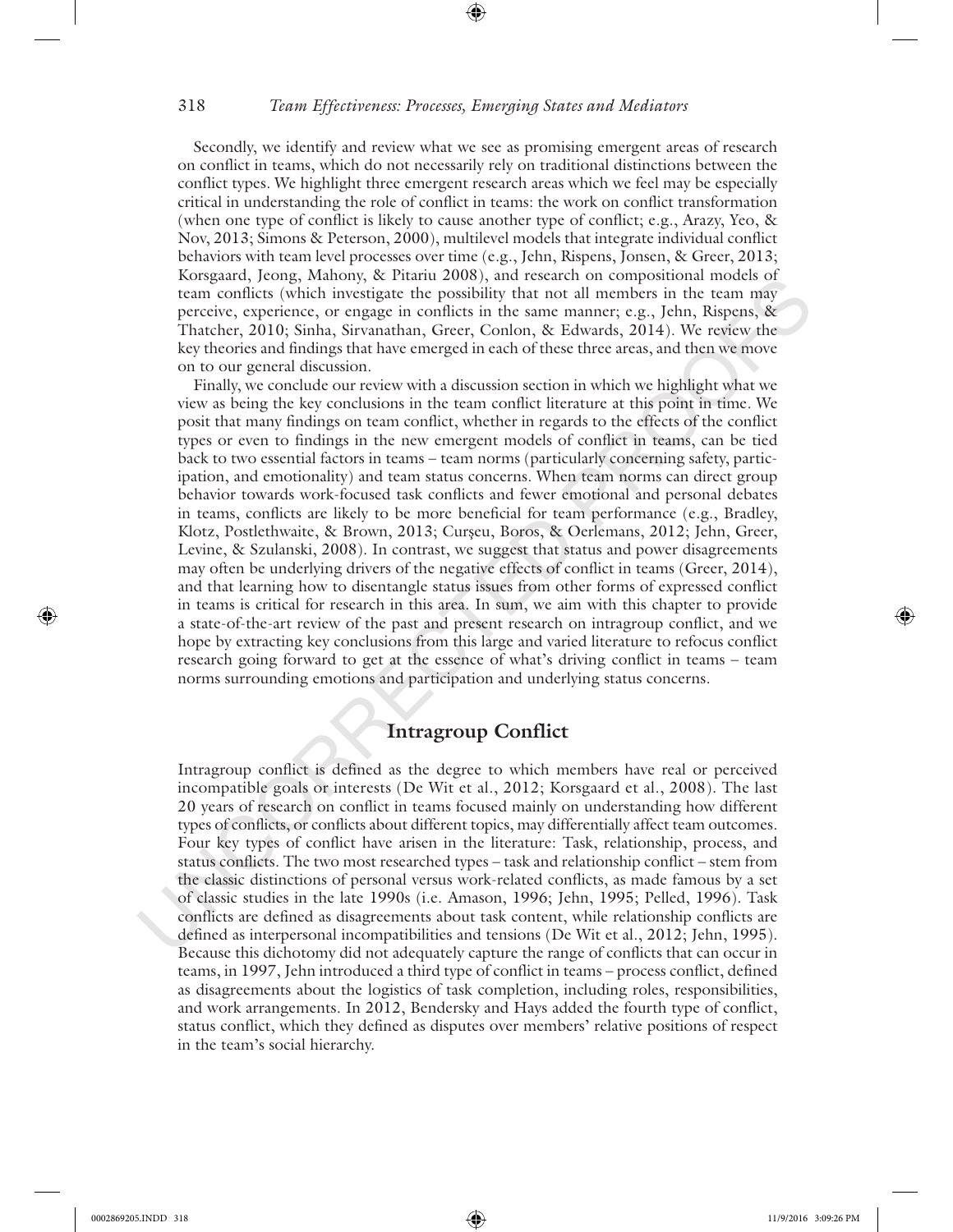Secondly, we identify and review what we see as promising emergent areas of research on conflict in teams, which do not necessarily rely on traditional distinctions between the conflict types. We highlight three emergent research areas which we feel may be especially critical in understanding the role of conflict in teams: the work on conflict transformation (when one type of conflict is likely to cause another type of conflict; e.g., Arazy, Yeo, & Nov, 2013; Simons & Peterson, 2000), multilevel models that integrate individual conflict behaviors with team level processes over time (e.g., Jehn, Rispens, Jonsen, & Greer, 2013; Korsgaard, Jeong, Mahony, & Pitariu 2008), and research on compositional models of team conflicts (which investigate the possibility that not all members in the team may perceive, experience, or engage in conflicts in the same manner; e.g., Jehn, Rispens, & Thatcher, 2010; Sinha, Sirvanathan, Greer, Conlon, & Edwards, 2014). We review the key theories and findings that have emerged in each of these three areas, and then we move on to our general discussion.

Finally, we conclude our review with a discussion section in which we highlight what we view as being the key conclusions in the team conflict literature at this point in time. We posit that many findings on team conflict, whether in regards to the effects of the conflict types or even to findings in the new emergent models of conflict in teams, can be tied back to two essential factors in teams – team norms (particularly concerning safety, participation, and emotionality) and team status concerns. When team norms can direct group behavior towards work-focused task conflicts and fewer emotional and personal debates in teams, conflicts are likely to be more beneficial for team performance (e.g., Bradley, Klotz, Postlethwaite, & Brown, 2013; Curşeu, Boros, & Oerlemans, 2012; Jehn, Greer, Levine, & Szulanski, 2008). In contrast, we suggest that status and power disagreements may often be underlying drivers of the negative effects of conflict in teams (Greer, 2014), and that learning how to disentangle status issues from other forms of expressed conflict in teams is critical for research in this area. In sum, we aim with this chapter to provide a state-of-the-art review of the past and present research on intragroup conflict, and we hope by extracting key conclusions from this large and varied literature to refocus conflict research going forward to get at the essence of what's driving conflict in teams – team norms surrounding emotions and participation and underlying status concerns.

## Intragroup Conflict

Intragroup conflict is defined as the degree to which members have real or perceived incompatible goals or interests (De Wit et al., 2012; Korsgaard et al., 2008). The last 20 years of research on conflict in teams focused mainly on understanding how different types of conflicts, or conflicts about different topics, may differentially affect team outcomes. Four key types of conflict have arisen in the literature: Task, relationship, process, and status conflicts. The two most researched types – task and relationship conflict – stem from the classic distinctions of personal versus work-related conflicts, as made famous by a set of classic studies in the late 1990s (i.e. Amason, 1996; Jehn, 1995; Pelled, 1996). Task conflicts are defined as disagreements about task content, while relationship conflicts are defined as interpersonal incompatibilities and tensions (De Wit et al., 2012; Jehn, 1995). Because this dichotomy did not adequately capture the range of conflicts that can occur in teams, in 1997, Jehn introduced a third type of conflict in teams – process conflict, defined as disagreements about the logistics of task completion, including roles, responsibilities, and work arrangements. In 2012, Bendersky and Hays added the fourth type of conflict, status conflict, which they defined as disputes over members' relative positions of respect in the team's social hierarchy.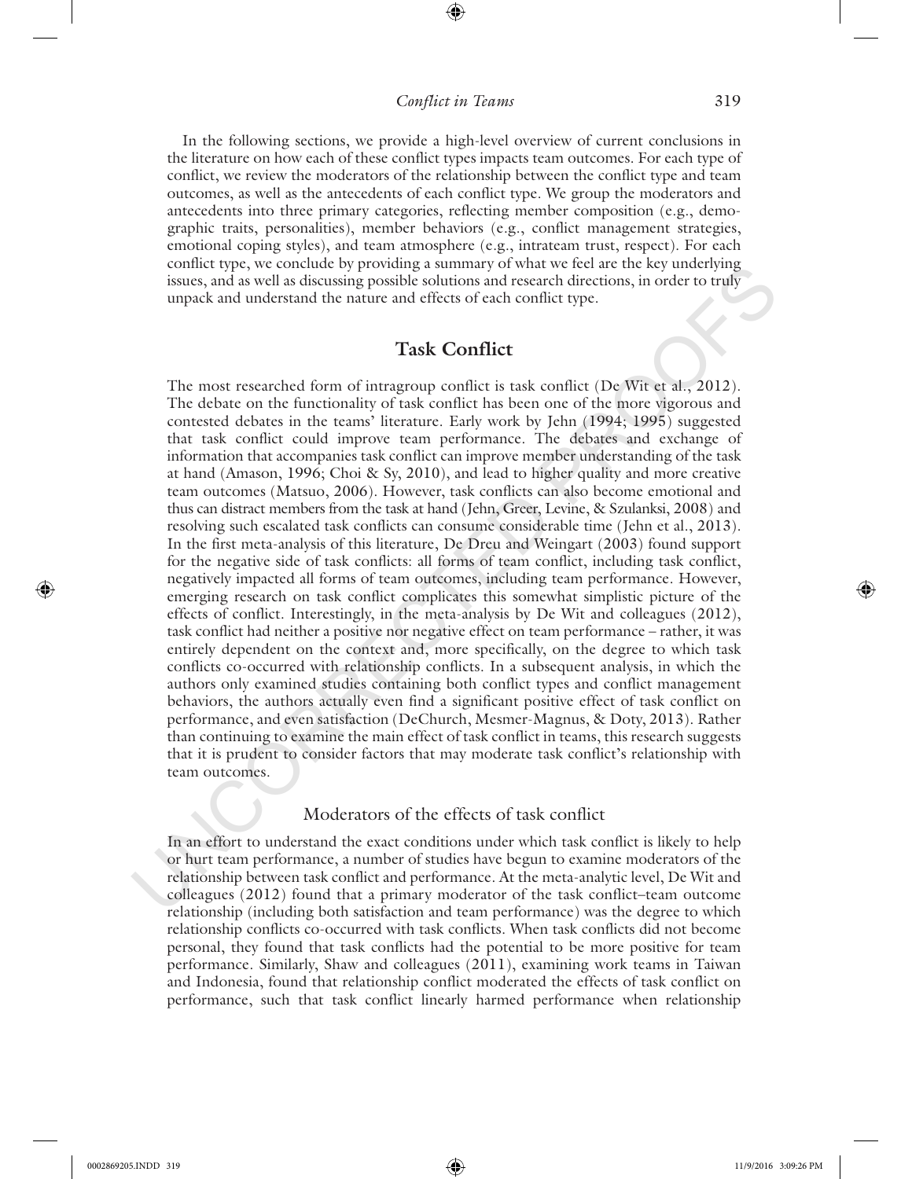In the following sections, we provide a high-level overview of current conclusions in the literature on how each of these conflict types impacts team outcomes. For each type of conflict, we review the moderators of the relationship between the conflict type and team outcomes, as well as the antecedents of each conflict type. We group the moderators and antecedents into three primary categories, reflecting member composition (e.g., demographic traits, personalities), member behaviors (e.g., conflict management strategies, emotional coping styles), and team atmosphere (e.g., intrateam trust, respect). For each conflict type, we conclude by providing a summary of what we feel are the key underlying issues, and as well as discussing possible solutions and research directions, in order to truly unpack and understand the nature and effects of each conflict type.

## Task Conflict

The most researched form of intragroup conflict is task conflict (De Wit et al., 2012). The debate on the functionality of task conflict has been one of the more vigorous and contested debates in the teams' literature. Early work by Jehn (1994; 1995) suggested that task conflict could improve team performance. The debates and exchange of information that accompanies task conflict can improve member understanding of the task at hand (Amason, 1996; Choi & Sy, 2010), and lead to higher quality and more creative team outcomes (Matsuo, 2006). However, task conflicts can also become emotional and thus can distract members from the task at hand (Jehn, Greer, Levine, & Szulanksi, 2008) and resolving such escalated task conflicts can consume considerable time (Jehn et al., 2013). In the first meta-analysis of this literature, De Dreu and Weingart (2003) found support for the negative side of task conflicts: all forms of team conflict, including task conflict, negatively impacted all forms of team outcomes, including team performance. However, emerging research on task conflict complicates this somewhat simplistic picture of the effects of conflict. Interestingly, in the meta-analysis by De Wit and colleagues (2012), task conflict had neither a positive nor negative effect on team performance – rather, it was entirely dependent on the context and, more specifically, on the degree to which task conflicts co-occurred with relationship conflicts. In a subsequent analysis, in which the authors only examined studies containing both conflict types and conflict management behaviors, the authors actually even find a significant positive effect of task conflict on performance, and even satisfaction (DeChurch, Mesmer-Magnus, & Doty, 2013). Rather than continuing to examine the main effect of task conflict in teams, this research suggests that it is prudent to consider factors that may moderate task conflict's relationship with team outcomes.

### Moderators of the effects of task conflict

In an effort to understand the exact conditions under which task conflict is likely to help or hurt team performance, a number of studies have begun to examine moderators of the relationship between task conflict and performance. At the meta-analytic level, De Wit and colleagues (2012) found that a primary moderator of the task conflict–team outcome relationship (including both satisfaction and team performance) was the degree to which relationship conflicts co-occurred with task conflicts. When task conflicts did not become personal, they found that task conflicts had the potential to be more positive for team performance. Similarly, Shaw and colleagues (2011), examining work teams in Taiwan and Indonesia, found that relationship conflict moderated the effects of task conflict on performance, such that task conflict linearly harmed performance when relationship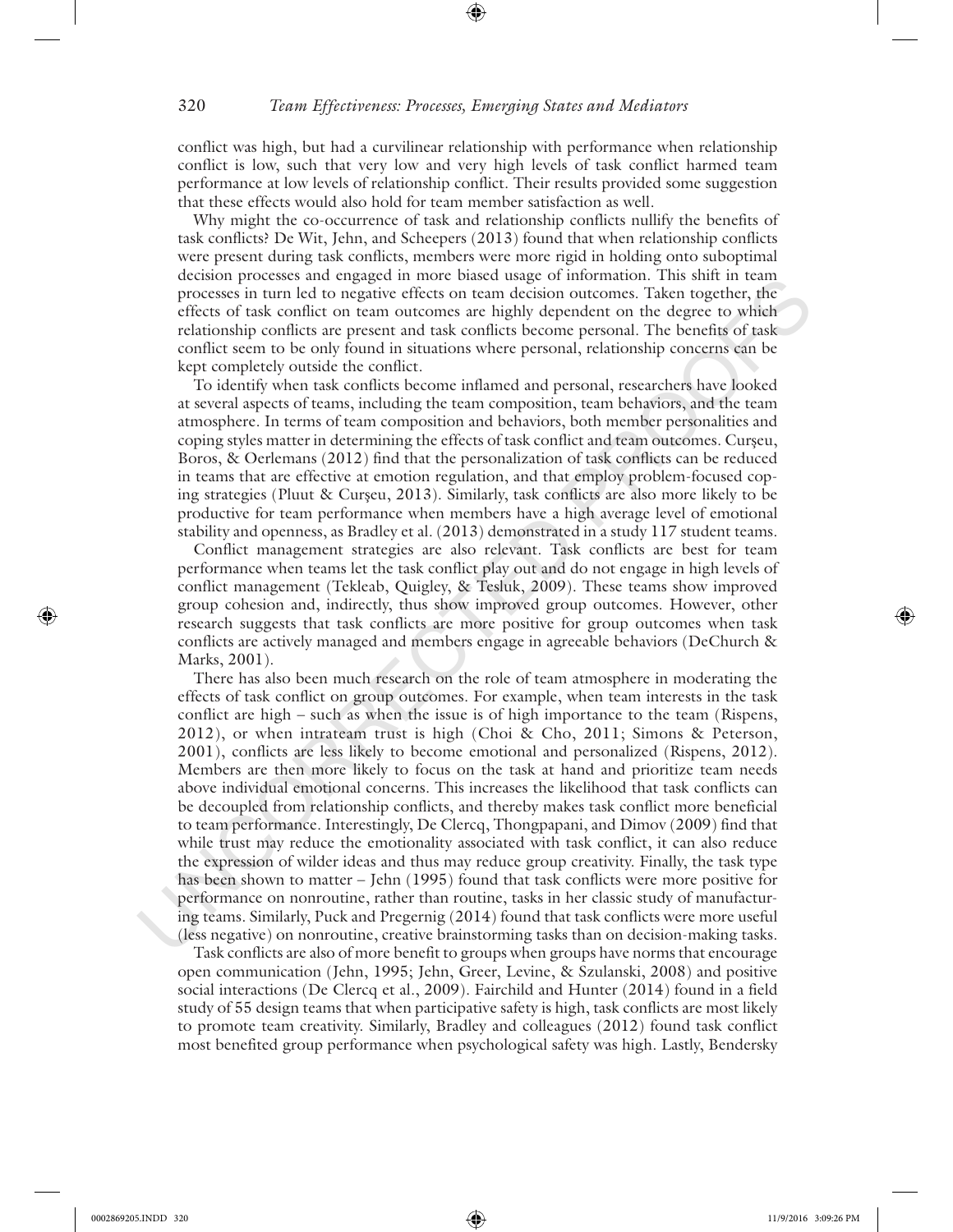conflict was high, but had a curvilinear relationship with performance when relationship conflict is low, such that very low and very high levels of task conflict harmed team performance at low levels of relationship conflict. Their results provided some suggestion that these effects would also hold for team member satisfaction as well.

Why might the co-occurrence of task and relationship conflicts nullify the benefits of task conflicts? De Wit, Jehn, and Scheepers (2013) found that when relationship conflicts were present during task conflicts, members were more rigid in holding onto suboptimal decision processes and engaged in more biased usage of information. This shift in team processes in turn led to negative effects on team decision outcomes. Taken together, the effects of task conflict on team outcomes are highly dependent on the degree to which relationship conflicts are present and task conflicts become personal. The benefits of task conflict seem to be only found in situations where personal, relationship concerns can be kept completely outside the conflict.

To identify when task conflicts become inflamed and personal, researchers have looked at several aspects of teams, including the team composition, team behaviors, and the team atmosphere. In terms of team composition and behaviors, both member personalities and coping styles matter in determining the effects of task conflict and team outcomes. Curşeu, Boros, & Oerlemans (2012) find that the personalization of task conflicts can be reduced in teams that are effective at emotion regulation, and that employ problem-focused coping strategies (Pluut & Curşeu, 2013). Similarly, task conflicts are also more likely to be productive for team performance when members have a high average level of emotional stability and openness, as Bradley et al. (2013) demonstrated in a study 117 student teams.

Conflict management strategies are also relevant. Task conflicts are best for team performance when teams let the task conflict play out and do not engage in high levels of conflict management (Tekleab, Quigley, & Tesluk, 2009). These teams show improved group cohesion and, indirectly, thus show improved group outcomes. However, other research suggests that task conflicts are more positive for group outcomes when task conflicts are actively managed and members engage in agreeable behaviors (DeChurch & Marks, 2001).

There has also been much research on the role of team atmosphere in moderating the effects of task conflict on group outcomes. For example, when team interests in the task conflict are high – such as when the issue is of high importance to the team (Rispens, 2012), or when intrateam trust is high (Choi & Cho, 2011; Simons & Peterson, 2001), conflicts are less likely to become emotional and personalized (Rispens, 2012). Members are then more likely to focus on the task at hand and prioritize team needs above individual emotional concerns. This increases the likelihood that task conflicts can be decoupled from relationship conflicts, and thereby makes task conflict more beneficial to team performance. Interestingly, De Clercq, Thongpapani, and Dimov (2009) find that while trust may reduce the emotionality associated with task conflict, it can also reduce the expression of wilder ideas and thus may reduce group creativity. Finally, the task type has been shown to matter – Jehn (1995) found that task conflicts were more positive for performance on nonroutine, rather than routine, tasks in her classic study of manufacturing teams. Similarly, Puck and Pregernig (2014) found that task conflicts were more useful (less negative) on nonroutine, creative brainstorming tasks than on decision-making tasks.

Task conflicts are also of more benefit to groups when groups have norms that encourage open communication (Jehn, 1995; Jehn, Greer, Levine, & Szulanski, 2008) and positive social interactions (De Clercq et al., 2009). Fairchild and Hunter (2014) found in a field study of 55 design teams that when participative safety is high, task conflicts are most likely to promote team creativity. Similarly, Bradley and colleagues (2012) found task conflict most benefited group performance when psychological safety was high. Lastly, Bendersky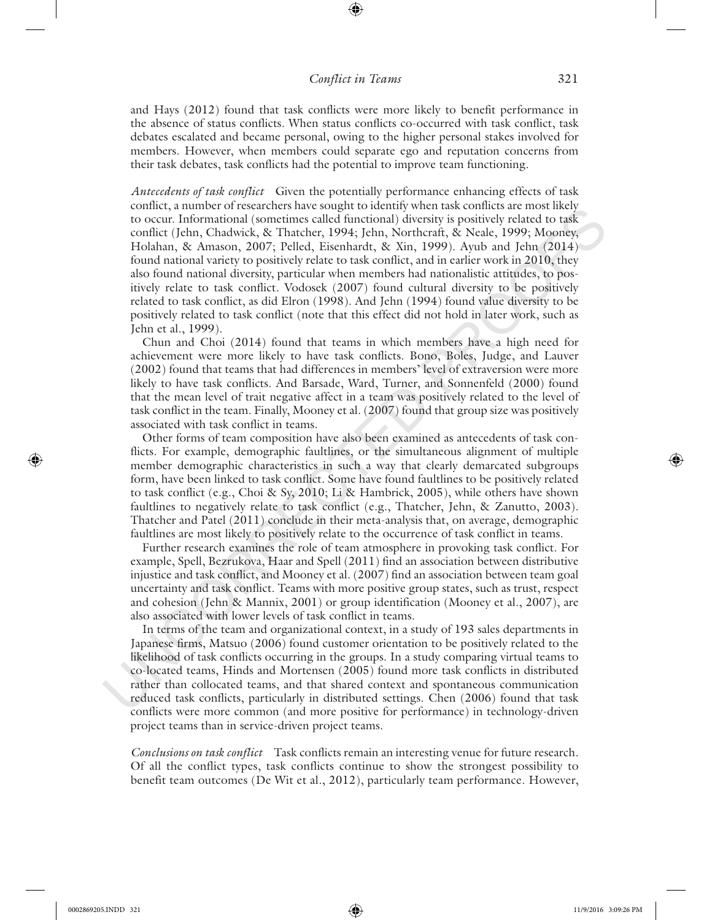and Hays (2012) found that task conflicts were more likely to benefit performance in the absence of status conflicts. When status conflicts co-occurred with task conflict, task debates escalated and became personal, owing to the higher personal stakes involved for members. However, when members could separate ego and reputation concerns from their task debates, task conflicts had the potential to improve team functioning.

*Antecedents of task conflict* Given the potentially performance enhancing effects of task conflict, a number of researchers have sought to identify when task conflicts are most likely to occur. Informational (sometimes called functional) diversity is positively related to task conflict (Jehn, Chadwick, & Thatcher, 1994; Jehn, Northcraft, & Neale, 1999; Mooney, Holahan, & Amason, 2007; Pelled, Eisenhardt, & Xin, 1999). Ayub and Jehn (2014) found national variety to positively relate to task conflict, and in earlier work in 2010, they also found national diversity, particular when members had nationalistic attitudes, to positively relate to task conflict. Vodosek (2007) found cultural diversity to be positively related to task conflict, as did Elron (1998). And Jehn (1994) found value diversity to be positively related to task conflict (note that this effect did not hold in later work, such as Jehn et al., 1999).

Chun and Choi (2014) found that teams in which members have a high need for achievement were more likely to have task conflicts. Bono, Boles, Judge, and Lauver (2002) found that teams that had differences in members' level of extraversion were more likely to have task conflicts. And Barsade, Ward, Turner, and Sonnenfeld (2000) found that the mean level of trait negative affect in a team was positively related to the level of task conflict in the team. Finally, Mooney et al. (2007) found that group size was positively associated with task conflict in teams.

Other forms of team composition have also been examined as antecedents of task conflicts. For example, demographic faultlines, or the simultaneous alignment of multiple member demographic characteristics in such a way that clearly demarcated subgroups form, have been linked to task conflict. Some have found faultlines to be positively related to task conflict (e.g., Choi & Sy, 2010; Li & Hambrick, 2005), while others have shown faultlines to negatively relate to task conflict (e.g., Thatcher, Jehn, & Zanutto, 2003). Thatcher and Patel (2011) conclude in their meta-analysis that, on average, demographic faultlines are most likely to positively relate to the occurrence of task conflict in teams.

Further research examines the role of team atmosphere in provoking task conflict. For example, Spell, Bezrukova, Haar and Spell (2011) find an association between distributive injustice and task conflict, and Mooney et al. (2007) find an association between team goal uncertainty and task conflict. Teams with more positive group states, such as trust, respect and cohesion (Jehn & Mannix, 2001) or group identification (Mooney et al., 2007), are also associated with lower levels of task conflict in teams.

In terms of the team and organizational context, in a study of 193 sales departments in Japanese firms, Matsuo (2006) found customer orientation to be positively related to the likelihood of task conflicts occurring in the groups. In a study comparing virtual teams to co-located teams, Hinds and Mortensen (2005) found more task conflicts in distributed rather than collocated teams, and that shared context and spontaneous communication reduced task conflicts, particularly in distributed settings. Chen (2006) found that task conflicts were more common (and more positive for performance) in technology-driven project teams than in service-driven project teams.

*Conclusions on task conflict* Task conflicts remain an interesting venue for future research. Of all the conflict types, task conflicts continue to show the strongest possibility to benefit team outcomes (De Wit et al., 2012), particularly team performance. However,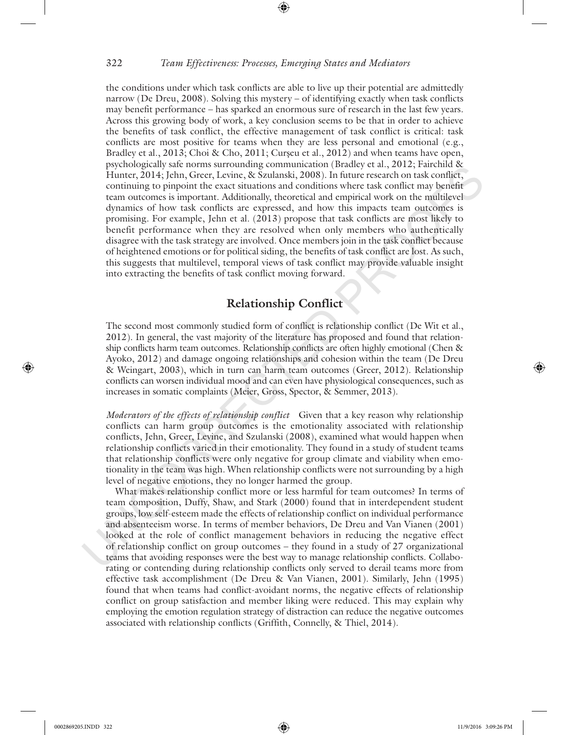the conditions under which task conflicts are able to live up their potential are admittedly narrow (De Dreu, 2008). Solving this mystery – of identifying exactly when task conflicts may benefit performance – has sparked an enormous sure of research in the last few years. Across this growing body of work, a key conclusion seems to be that in order to achieve the benefits of task conflict, the effective management of task conflict is critical: task conflicts are most positive for teams when they are less personal and emotional (e.g., Bradley et al., 2013; Choi & Cho, 2011; Curşeu et al., 2012) and when teams have open, psychologically safe norms surrounding communication (Bradley et al., 2012; Fairchild & Hunter, 2014; Jehn, Greer, Levine, & Szulanski, 2008). In future research on task conflict, continuing to pinpoint the exact situations and conditions where task conflict may benefit team outcomes is important. Additionally, theoretical and empirical work on the multilevel dynamics of how task conflicts are expressed, and how this impacts team outcomes is promising. For example, Jehn et al. (2013) propose that task conflicts are most likely to benefit performance when they are resolved when only members who authentically disagree with the task strategy are involved. Once members join in the task conflict because of heightened emotions or for political siding, the benefits of task conflict are lost. As such, this suggests that multilevel, temporal views of task conflict may provide valuable insight into extracting the benefits of task conflict moving forward.

## Relationship Conflict

The second most commonly studied form of conflict is relationship conflict (De Wit et al., 2012). In general, the vast majority of the literature has proposed and found that relationship conflicts harm team outcomes. Relationship conflicts are often highly emotional (Chen & Ayoko, 2012) and damage ongoing relationships and cohesion within the team (De Dreu & Weingart, 2003), which in turn can harm team outcomes (Greer, 2012). Relationship conflicts can worsen individual mood and can even have physiological consequences, such as increases in somatic complaints (Meier, Gross, Spector, & Semmer, 2013).

*Moderators of the effects of relationship conflict* Given that a key reason why relationship conflicts can harm group outcomes is the emotionality associated with relationship conflicts, Jehn, Greer, Levine, and Szulanski (2008), examined what would happen when relationship conflicts varied in their emotionality. They found in a study of student teams that relationship conflicts were only negative for group climate and viability when emotionality in the team was high. When relationship conflicts were not surrounding by a high level of negative emotions, they no longer harmed the group.

What makes relationship conflict more or less harmful for team outcomes? In terms of team composition, Duffy, Shaw, and Stark (2000) found that in interdependent student groups, low self-esteem made the effects of relationship conflict on individual performance and absenteeism worse. In terms of member behaviors, De Dreu and Van Vianen (2001) looked at the role of conflict management behaviors in reducing the negative effect of relationship conflict on group outcomes – they found in a study of 27 organizational teams that avoiding responses were the best way to manage relationship conflicts. Collaborating or contending during relationship conflicts only served to derail teams more from effective task accomplishment (De Dreu & Van Vianen, 2001). Similarly, Jehn (1995) found that when teams had conflict-avoidant norms, the negative effects of relationship conflict on group satisfaction and member liking were reduced. This may explain why employing the emotion regulation strategy of distraction can reduce the negative outcomes associated with relationship conflicts (Griffith, Connelly, & Thiel, 2014).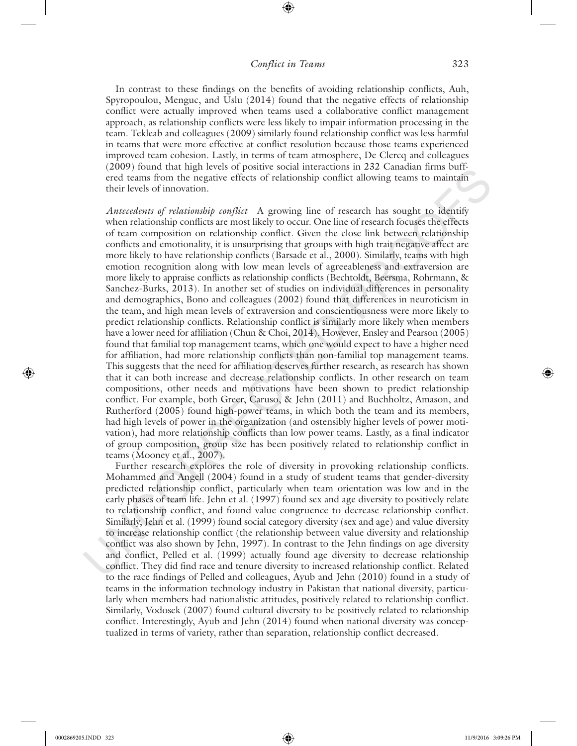In contrast to these findings on the benefits of avoiding relationship conflicts, Auh, Spyropoulou, Menguc, and Uslu (2014) found that the negative effects of relationship conflict were actually improved when teams used a collaborative conflict management approach, as relationship conflicts were less likely to impair information processing in the team. Tekleab and colleagues (2009) similarly found relationship conflict was less harmful in teams that were more effective at conflict resolution because those teams experienced improved team cohesion. Lastly, in terms of team atmosphere, De Clercq and colleagues (2009) found that high levels of positive social interactions in 232 Canadian firms buffered teams from the negative effects of relationship conflict allowing teams to maintain their levels of innovation.

*Antecedents of relationship conflict* A growing line of research has sought to identify when relationship conflicts are most likely to occur. One line of research focuses the effects of team composition on relationship conflict. Given the close link between relationship conflicts and emotionality, it is unsurprising that groups with high trait negative affect are more likely to have relationship conflicts (Barsade et al., 2000). Similarly, teams with high emotion recognition along with low mean levels of agreeableness and extraversion are more likely to appraise conflicts as relationship conflicts (Bechtoldt, Beersma, Rohrmann, & Sanchez-Burks, 2013). In another set of studies on individual differences in personality and demographics, Bono and colleagues (2002) found that differences in neuroticism in the team, and high mean levels of extraversion and conscientiousness were more likely to predict relationship conflicts. Relationship conflict is similarly more likely when members have a lower need for affiliation (Chun & Choi, 2014). However, Ensley and Pearson (2005) found that familial top management teams, which one would expect to have a higher need for affiliation, had more relationship conflicts than non-familial top management teams. This suggests that the need for affiliation deserves further research, as research has shown that it can both increase and decrease relationship conflicts. In other research on team compositions, other needs and motivations have been shown to predict relationship conflict. For example, both Greer, Caruso, & Jehn (2011) and Buchholtz, Amason, and Rutherford (2005) found high-power teams, in which both the team and its members, had high levels of power in the organization (and ostensibly higher levels of power motivation), had more relationship conflicts than low power teams. Lastly, as a final indicator of group composition, group size has been positively related to relationship conflict in teams (Mooney et al., 2007).

Further research explores the role of diversity in provoking relationship conflicts. Mohammed and Angell (2004) found in a study of student teams that gender-diversity predicted relationship conflict, particularly when team orientation was low and in the early phases of team life. Jehn et al. (1997) found sex and age diversity to positively relate to relationship conflict, and found value congruence to decrease relationship conflict. Similarly, Jehn et al. (1999) found social category diversity (sex and age) and value diversity to increase relationship conflict (the relationship between value diversity and relationship conflict was also shown by Jehn, 1997). In contrast to the Jehn findings on age diversity and conflict, Pelled et al. (1999) actually found age diversity to decrease relationship conflict. They did find race and tenure diversity to increased relationship conflict. Related to the race findings of Pelled and colleagues, Ayub and Jehn (2010) found in a study of teams in the information technology industry in Pakistan that national diversity, particularly when members had nationalistic attitudes, positively related to relationship conflict. Similarly, Vodosek (2007) found cultural diversity to be positively related to relationship conflict. Interestingly, Ayub and Jehn (2014) found when national diversity was conceptualized in terms of variety, rather than separation, relationship conflict decreased.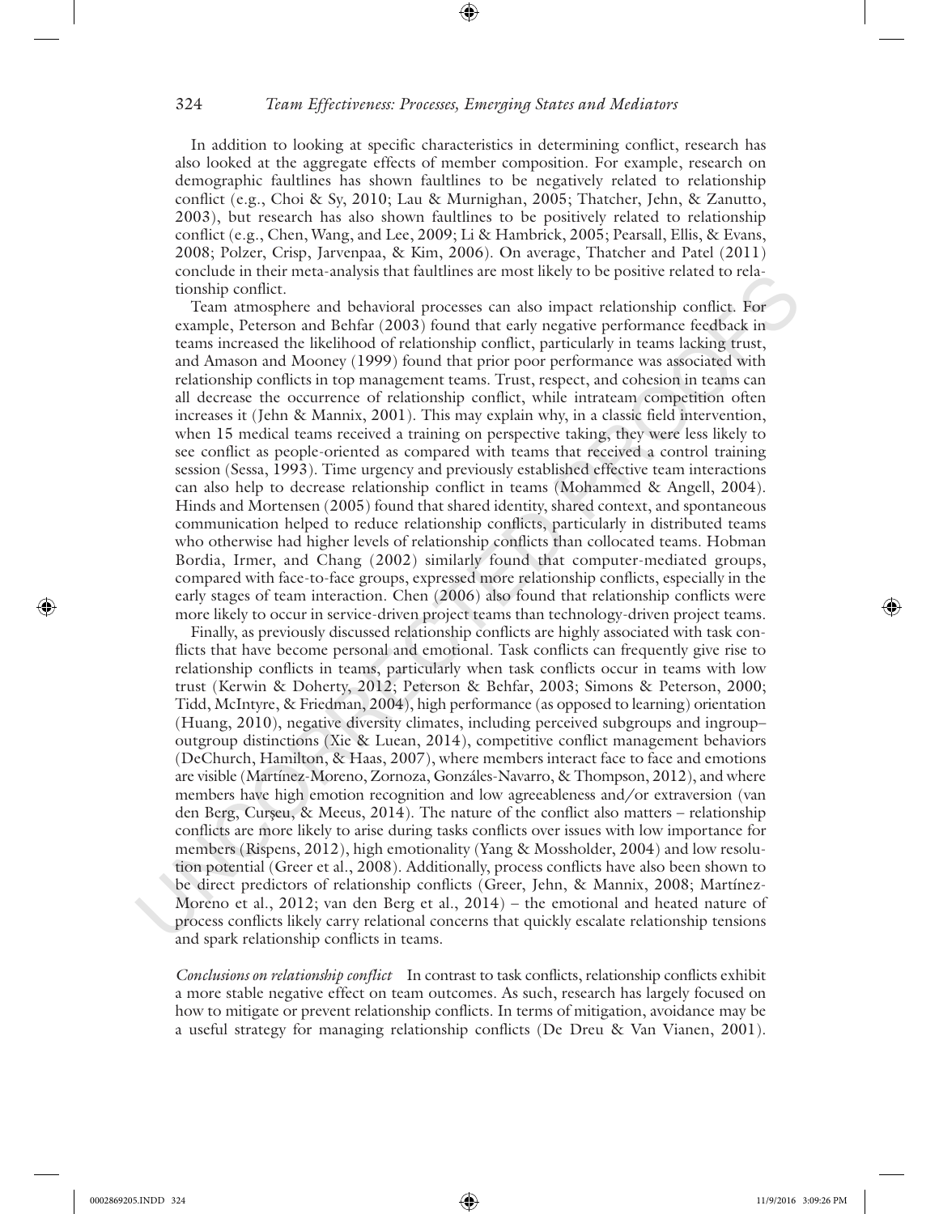In addition to looking at specific characteristics in determining conflict, research has also looked at the aggregate effects of member composition. For example, research on demographic faultlines has shown faultlines to be negatively related to relationship conflict (e.g., Choi & Sy, 2010; Lau & Murnighan, 2005; Thatcher, Jehn, & Zanutto, 2003), but research has also shown faultlines to be positively related to relationship conflict (e.g., Chen, Wang, and Lee, 2009; Li & Hambrick, 2005; Pearsall, Ellis, & Evans, 2008; Polzer, Crisp, Jarvenpaa, & Kim, 2006). On average, Thatcher and Patel (2011) conclude in their meta-analysis that faultlines are most likely to be positive related to relationship conflict.

Team atmosphere and behavioral processes can also impact relationship conflict. For example, Peterson and Behfar (2003) found that early negative performance feedback in teams increased the likelihood of relationship conflict, particularly in teams lacking trust, and Amason and Mooney (1999) found that prior poor performance was associated with relationship conflicts in top management teams. Trust, respect, and cohesion in teams can all decrease the occurrence of relationship conflict, while intrateam competition often increases it (Jehn & Mannix, 2001). This may explain why, in a classic field intervention, when 15 medical teams received a training on perspective taking, they were less likely to see conflict as people-oriented as compared with teams that received a control training session (Sessa, 1993). Time urgency and previously established effective team interactions can also help to decrease relationship conflict in teams (Mohammed & Angell, 2004). Hinds and Mortensen (2005) found that shared identity, shared context, and spontaneous communication helped to reduce relationship conflicts, particularly in distributed teams who otherwise had higher levels of relationship conflicts than collocated teams. Hobman Bordia, Irmer, and Chang (2002) similarly found that computer-mediated groups, compared with face-to-face groups, expressed more relationship conflicts, especially in the early stages of team interaction. Chen (2006) also found that relationship conflicts were more likely to occur in service-driven project teams than technology-driven project teams.

Finally, as previously discussed relationship conflicts are highly associated with task conflicts that have become personal and emotional. Task conflicts can frequently give rise to relationship conflicts in teams, particularly when task conflicts occur in teams with low trust (Kerwin & Doherty, 2012; Peterson & Behfar, 2003; Simons & Peterson, 2000; Tidd, McIntyre, & Friedman, 2004), high performance (as opposed to learning) orientation (Huang, 2010), negative diversity climates, including perceived subgroups and ingroup–outgroup distinctions (Xie & Luean, 2014), competitive conflict management behaviors (DeChurch, Hamilton, & Haas, 2007), where members interact face to face and emotions are visible (Martínez-Moreno, Zornoza, Gonzáles-Navarro, & Thompson, 2012), and where members have high emotion recognition and low agreeableness and/or extraversion (van den Berg, Curşeu, & Meeus, 2014). The nature of the conflict also matters – relationship conflicts are more likely to arise during tasks conflicts over issues with low importance for members (Rispens, 2012), high emotionality (Yang & Mossholder, 2004) and low resolution potential (Greer et al., 2008). Additionally, process conflicts have also been shown to be direct predictors of relationship conflicts (Greer, Jehn, & Mannix, 2008; Martínez-Moreno et al., 2012; van den Berg et al., 2014) – the emotional and heated nature of process conflicts likely carry relational concerns that quickly escalate relationship tensions and spark relationship conflicts in teams.

*Conclusions on relationship conflict* In contrast to task conflicts, relationship conflicts exhibit a more stable negative effect on team outcomes. As such, research has largely focused on how to mitigate or prevent relationship conflicts. In terms of mitigation, avoidance may be a useful strategy for managing relationship conflicts (De Dreu & Van Vianen, 2001).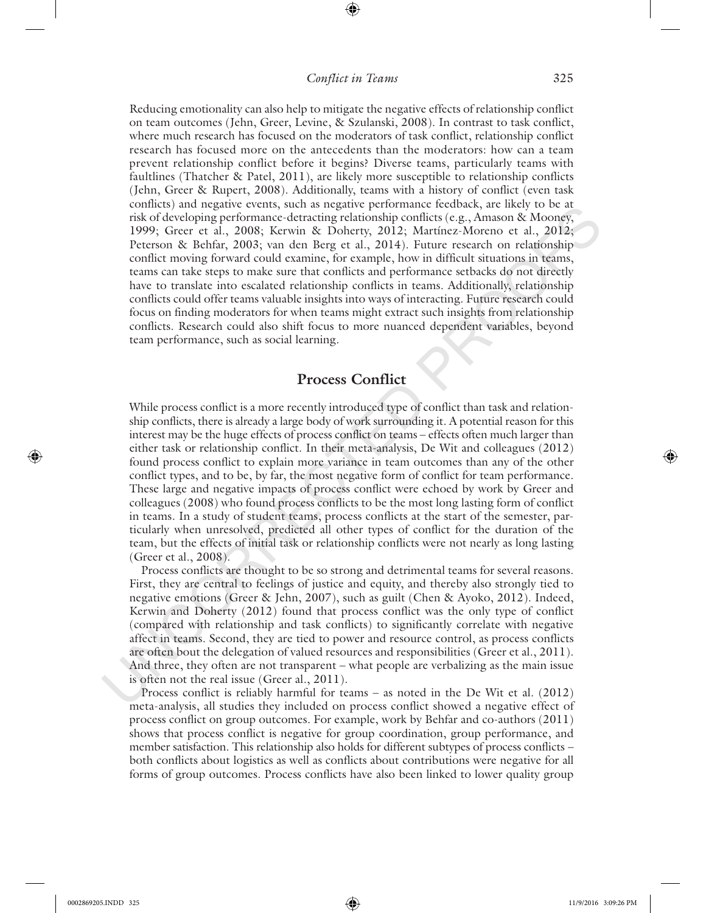Reducing emotionality can also help to mitigate the negative effects of relationship conflict on team outcomes (Jehn, Greer, Levine, & Szulanski, 2008). In contrast to task conflict, where much research has focused on the moderators of task conflict, relationship conflict research has focused more on the antecedents than the moderators: how can a team prevent relationship conflict before it begins? Diverse teams, particularly teams with faultlines (Thatcher & Patel, 2011), are likely more susceptible to relationship conflicts (Jehn, Greer & Rupert, 2008). Additionally, teams with a history of conflict (even task conflicts) and negative events, such as negative performance feedback, are likely to be at risk of developing performance-detracting relationship conflicts (e.g., Amason & Mooney, 1999; Greer et al., 2008; Kerwin & Doherty, 2012; Martínez-Moreno et al., 2012; Peterson & Behfar, 2003; van den Berg et al., 2014). Future research on relationship conflict moving forward could examine, for example, how in difficult situations in teams, teams can take steps to make sure that conflicts and performance setbacks do not directly have to translate into escalated relationship conflicts in teams. Additionally, relationship conflicts could offer teams valuable insights into ways of interacting. Future research could focus on finding moderators for when teams might extract such insights from relationship conflicts. Research could also shift focus to more nuanced dependent variables, beyond team performance, such as social learning.

## Process Conflict

While process conflict is a more recently introduced type of conflict than task and relationship conflicts, there is already a large body of work surrounding it. A potential reason for this interest may be the huge effects of process conflict on teams – effects often much larger than either task or relationship conflict. In their meta-analysis, De Wit and colleagues (2012) found process conflict to explain more variance in team outcomes than any of the other conflict types, and to be, by far, the most negative form of conflict for team performance. These large and negative impacts of process conflict were echoed by work by Greer and colleagues (2008) who found process conflicts to be the most long lasting form of conflict in teams. In a study of student teams, process conflicts at the start of the semester, particularly when unresolved, predicted all other types of conflict for the duration of the team, but the effects of initial task or relationship conflicts were not nearly as long lasting (Greer et al., 2008).

Process conflicts are thought to be so strong and detrimental teams for several reasons. First, they are central to feelings of justice and equity, and thereby also strongly tied to negative emotions (Greer & Jehn, 2007), such as guilt (Chen & Ayoko, 2012). Indeed, Kerwin and Doherty (2012) found that process conflict was the only type of conflict (compared with relationship and task conflicts) to significantly correlate with negative affect in teams. Second, they are tied to power and resource control, as process conflicts are often bout the delegation of valued resources and responsibilities (Greer et al., 2011). And three, they often are not transparent – what people are verbalizing as the main issue is often not the real issue (Greer al., 2011).

Process conflict is reliably harmful for teams – as noted in the De Wit et al. (2012) meta-analysis, all studies they included on process conflict showed a negative effect of process conflict on group outcomes. For example, work by Behfar and co-authors (2011) shows that process conflict is negative for group coordination, group performance, and member satisfaction. This relationship also holds for different subtypes of process conflicts – both conflicts about logistics as well as conflicts about contributions were negative for all forms of group outcomes. Process conflicts have also been linked to lower quality group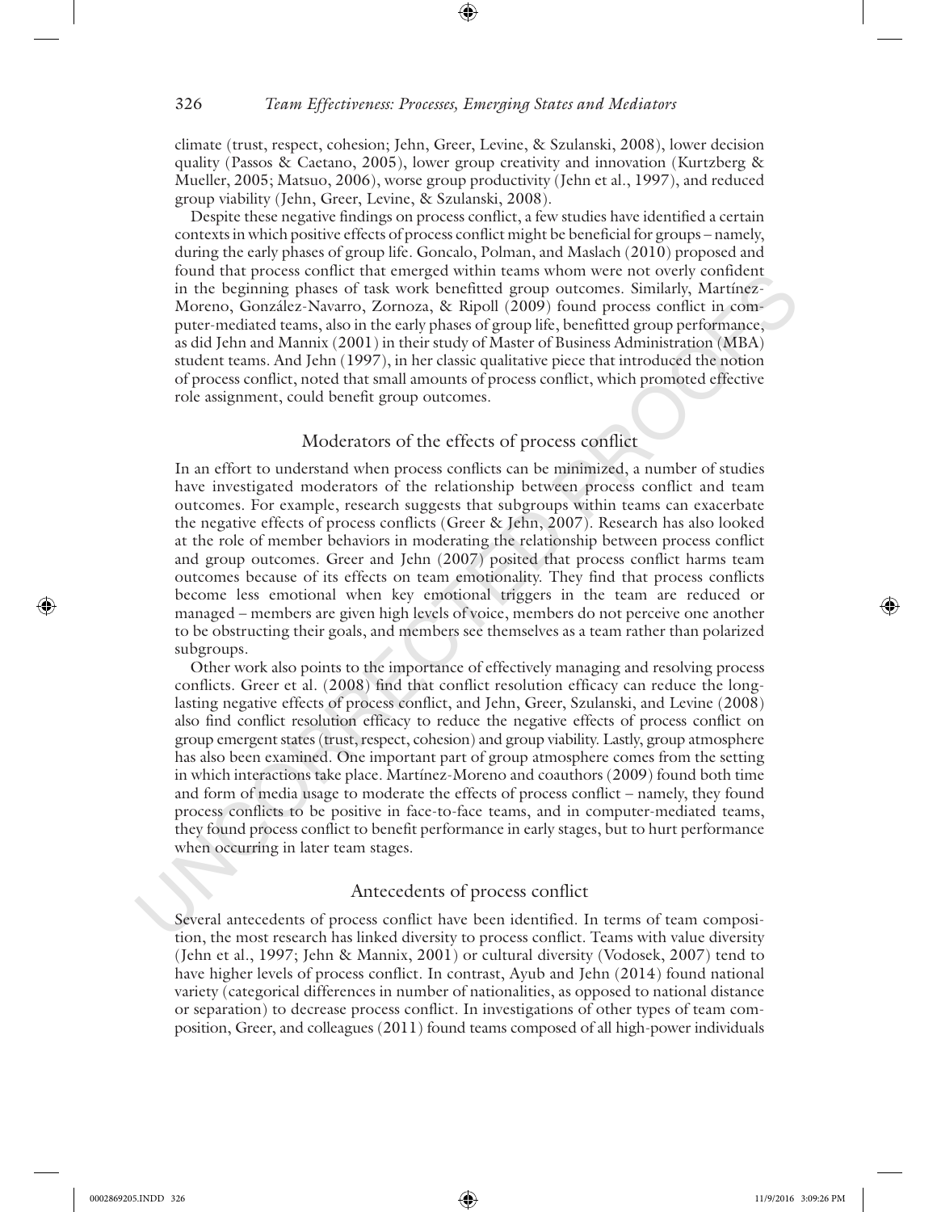climate (trust, respect, cohesion; Jehn, Greer, Levine, & Szulanski, 2008), lower decision quality (Passos & Caetano, 2005), lower group creativity and innovation (Kurtzberg & Mueller, 2005; Matsuo, 2006), worse group productivity (Jehn et al., 1997), and reduced group viability (Jehn, Greer, Levine, & Szulanski, 2008).

Despite these negative findings on process conflict, a few studies have identified a certain contexts in which positive effects of process conflict might be beneficial for groups – namely, during the early phases of group life. Goncalo, Polman, and Maslach (2010) proposed and found that process conflict that emerged within teams whom were not overly confident in the beginning phases of task work benefitted group outcomes. Similarly, Martínez-Moreno, González-Navarro, Zornoza, & Ripoll (2009) found process conflict in computer-mediated teams, also in the early phases of group life, benefitted group performance, as did Jehn and Mannix (2001) in their study of Master of Business Administration (MBA) student teams. And Jehn (1997), in her classic qualitative piece that introduced the notion of process conflict, noted that small amounts of process conflict, which promoted effective role assignment, could benefit group outcomes.

## Moderators of the effects of process conflict

In an effort to understand when process conflicts can be minimized, a number of studies have investigated moderators of the relationship between process conflict and team outcomes. For example, research suggests that subgroups within teams can exacerbate the negative effects of process conflicts (Greer & Jehn, 2007). Research has also looked at the role of member behaviors in moderating the relationship between process conflict and group outcomes. Greer and Jehn (2007) posited that process conflict harms team outcomes because of its effects on team emotionality. They find that process conflicts become less emotional when key emotional triggers in the team are reduced or managed – members are given high levels of voice, members do not perceive one another to be obstructing their goals, and members see themselves as a team rather than polarized subgroups.

Other work also points to the importance of effectively managing and resolving process conflicts. Greer et al. (2008) find that conflict resolution efficacy can reduce the long-lasting negative effects of process conflict, and Jehn, Greer, Szulanski, and Levine (2008) also find conflict resolution efficacy to reduce the negative effects of process conflict on group emergent states (trust, respect, cohesion) and group viability. Lastly, group atmosphere has also been examined. One important part of group atmosphere comes from the setting in which interactions take place. Martínez-Moreno and coauthors (2009) found both time and form of media usage to moderate the effects of process conflict – namely, they found process conflicts to be positive in face-to-face teams, and in computer-mediated teams, they found process conflict to benefit performance in early stages, but to hurt performance when occurring in later team stages.

## Antecedents of process conflict

Several antecedents of process conflict have been identified. In terms of team composition, the most research has linked diversity to process conflict. Teams with value diversity (Jehn et al., 1997; Jehn & Mannix, 2001) or cultural diversity (Vodosek, 2007) tend to have higher levels of process conflict. In contrast, Ayub and Jehn (2014) found national variety (categorical differences in number of nationalities, as opposed to national distance or separation) to decrease process conflict. In investigations of other types of team composition, Greer, and colleagues (2011) found teams composed of all high-power individuals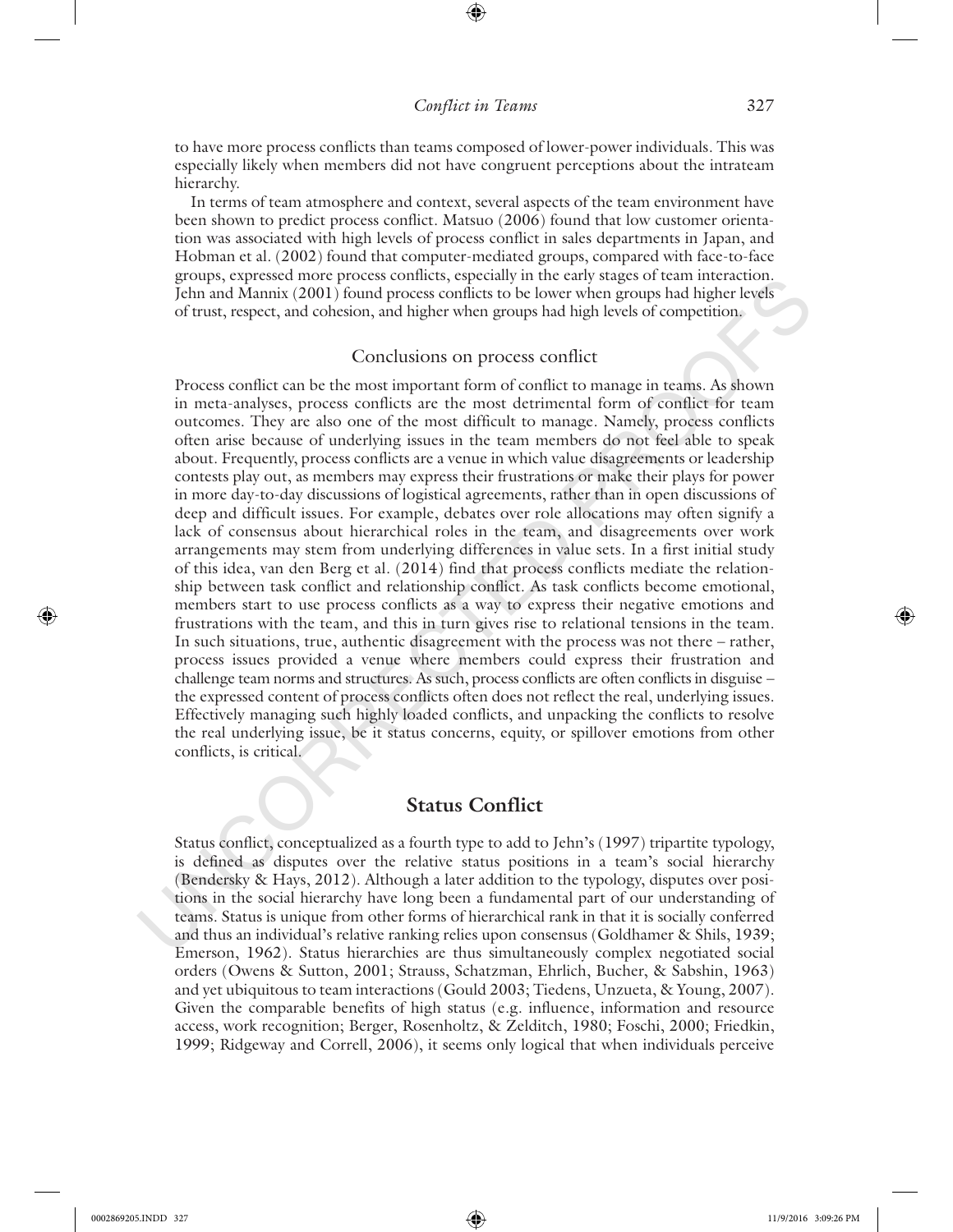to have more process conflicts than teams composed of lower-power individuals. This was especially likely when members did not have congruent perceptions about the intrateam hierarchy.

In terms of team atmosphere and context, several aspects of the team environment have been shown to predict process conflict. Matsuo (2006) found that low customer orientation was associated with high levels of process conflict in sales departments in Japan, and Hobman et al. (2002) found that computer-mediated groups, compared with face-to-face groups, expressed more process conflicts, especially in the early stages of team interaction. Jehn and Mannix (2001) found process conflicts to be lower when groups had higher levels of trust, respect, and cohesion, and higher when groups had high levels of competition.

### Conclusions on process conflict

Process conflict can be the most important form of conflict to manage in teams. As shown in meta-analyses, process conflicts are the most detrimental form of conflict for team outcomes. They are also one of the most difficult to manage. Namely, process conflicts often arise because of underlying issues in the team members do not feel able to speak about. Frequently, process conflicts are a venue in which value disagreements or leadership contests play out, as members may express their frustrations or make their plays for power in more day-to-day discussions of logistical agreements, rather than in open discussions of deep and difficult issues. For example, debates over role allocations may often signify a lack of consensus about hierarchical roles in the team, and disagreements over work arrangements may stem from underlying differences in value sets. In a first initial study of this idea, van den Berg et al. (2014) find that process conflicts mediate the relationship between task conflict and relationship conflict. As task conflicts become emotional, members start to use process conflicts as a way to express their negative emotions and frustrations with the team, and this in turn gives rise to relational tensions in the team. In such situations, true, authentic disagreement with the process was not there – rather, process issues provided a venue where members could express their frustration and challenge team norms and structures. As such, process conflicts are often conflicts in disguise – the expressed content of process conflicts often does not reflect the real, underlying issues. Effectively managing such highly loaded conflicts, and unpacking the conflicts to resolve the real underlying issue, be it status concerns, equity, or spillover emotions from other conflicts, is critical.

## Status Conflict

Status conflict, conceptualized as a fourth type to add to Jehn's (1997) tripartite typology, is defined as disputes over the relative status positions in a team's social hierarchy (Bendersky & Hays, 2012). Although a later addition to the typology, disputes over positions in the social hierarchy have long been a fundamental part of our understanding of teams. Status is unique from other forms of hierarchical rank in that it is socially conferred and thus an individual's relative ranking relies upon consensus (Goldhamer & Shils, 1939; Emerson, 1962). Status hierarchies are thus simultaneously complex negotiated social orders (Owens & Sutton, 2001; Strauss, Schatzman, Ehrlich, Bucher, & Sabshin, 1963) and yet ubiquitous to team interactions (Gould 2003; Tiedens, Unzueta, & Young, 2007). Given the comparable benefits of high status (e.g. influence, information and resource access, work recognition; Berger, Rosenholtz, & Zelditch, 1980; Foschi, 2000; Friedkin, 1999; Ridgeway and Correll, 2006), it seems only logical that when individuals perceive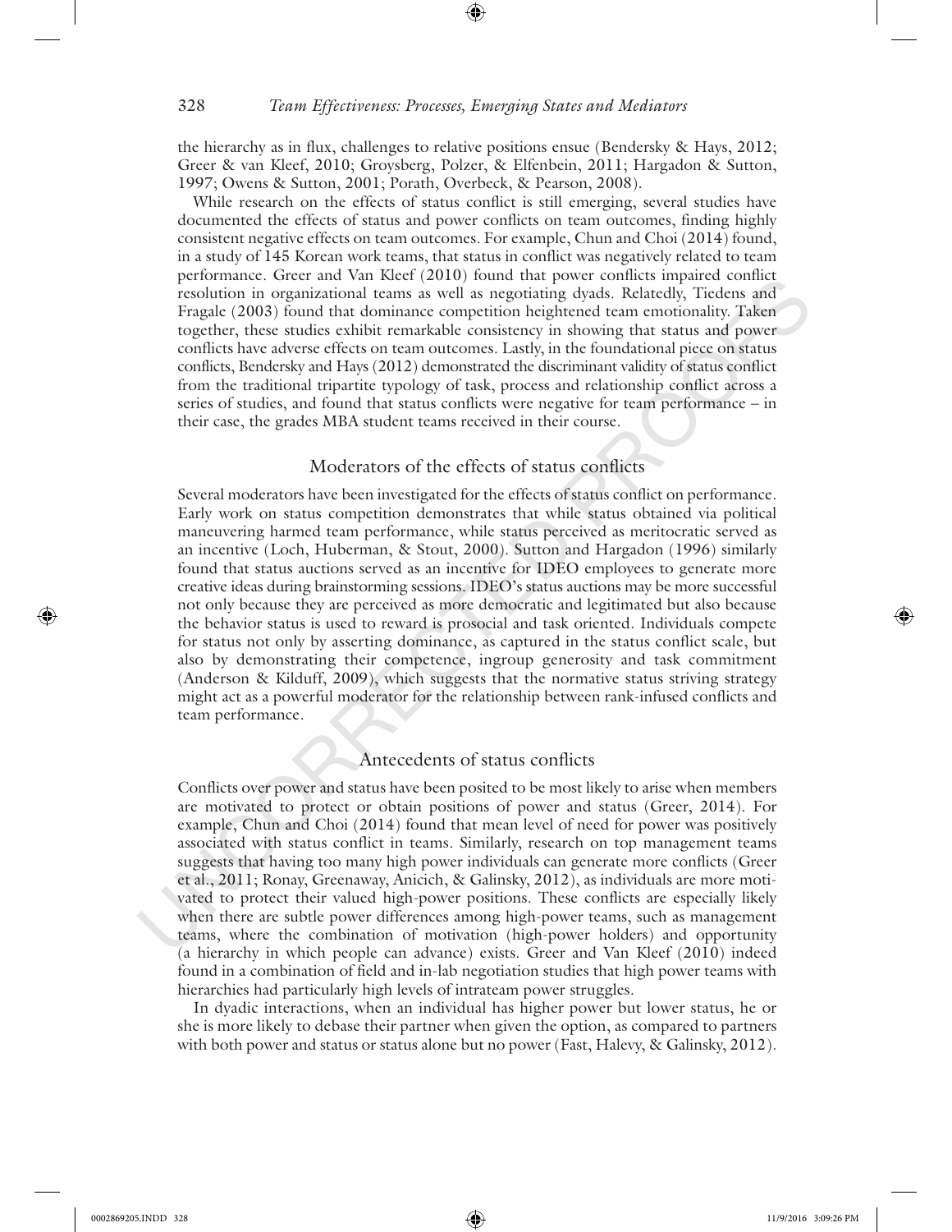the hierarchy as in flux, challenges to relative positions ensue (Bendersky & Hays, 2012; Greer & van Kleef, 2010; Groysberg, Polzer, & Elfenbein, 2011; Hargadon & Sutton, 1997; Owens & Sutton, 2001; Porath, Overbeck, & Pearson, 2008).

While research on the effects of status conflict is still emerging, several studies have documented the effects of status and power conflicts on team outcomes, finding highly consistent negative effects on team outcomes. For example, Chun and Choi (2014) found, in a study of 145 Korean work teams, that status in conflict was negatively related to team performance. Greer and Van Kleef (2010) found that power conflicts impaired conflict resolution in organizational teams as well as negotiating dyads. Relatedly, Tiedens and Fragale (2003) found that dominance competition heightened team emotionality. Taken together, these studies exhibit remarkable consistency in showing that status and power conflicts have adverse effects on team outcomes. Lastly, in the foundational piece on status conflicts, Bendersky and Hays (2012) demonstrated the discriminant validity of status conflict from the traditional tripartite typology of task, process and relationship conflict across a series of studies, and found that status conflicts were negative for team performance – in their case, the grades MBA student teams received in their course.

## Moderators of the effects of status conflicts

Several moderators have been investigated for the effects of status conflict on performance. Early work on status competition demonstrates that while status obtained via political maneuvering harmed team performance, while status perceived as meritocratic served as an incentive (Loch, Huberman, & Stout, 2000). Sutton and Hargadon (1996) similarly found that status auctions served as an incentive for IDEO employees to generate more creative ideas during brainstorming sessions. IDEO's status auctions may be more successful not only because they are perceived as more democratic and legitimated but also because the behavior status is used to reward is prosocial and task oriented. Individuals compete for status not only by asserting dominance, as captured in the status conflict scale, but also by demonstrating their competence, ingroup generosity and task commitment (Anderson & Kilduff, 2009), which suggests that the normative status striving strategy might act as a powerful moderator for the relationship between rank-infused conflicts and team performance.

## Antecedents of status conflicts

Conflicts over power and status have been posited to be most likely to arise when members are motivated to protect or obtain positions of power and status (Greer, 2014). For example, Chun and Choi (2014) found that mean level of need for power was positively associated with status conflict in teams. Similarly, research on top management teams suggests that having too many high power individuals can generate more conflicts (Greer et al., 2011; Ronay, Greenaway, Anicich, & Galinsky, 2012), as individuals are more motivated to protect their valued high-power positions. These conflicts are especially likely when there are subtle power differences among high-power teams, such as management teams, where the combination of motivation (high-power holders) and opportunity (a hierarchy in which people can advance) exists. Greer and Van Kleef (2010) indeed found in a combination of field and in-lab negotiation studies that high power teams with hierarchies had particularly high levels of intrateam power struggles.

In dyadic interactions, when an individual has higher power but lower status, he or she is more likely to debase their partner when given the option, as compared to partners with both power and status or status alone but no power (Fast, Halevy, & Galinsky, 2012).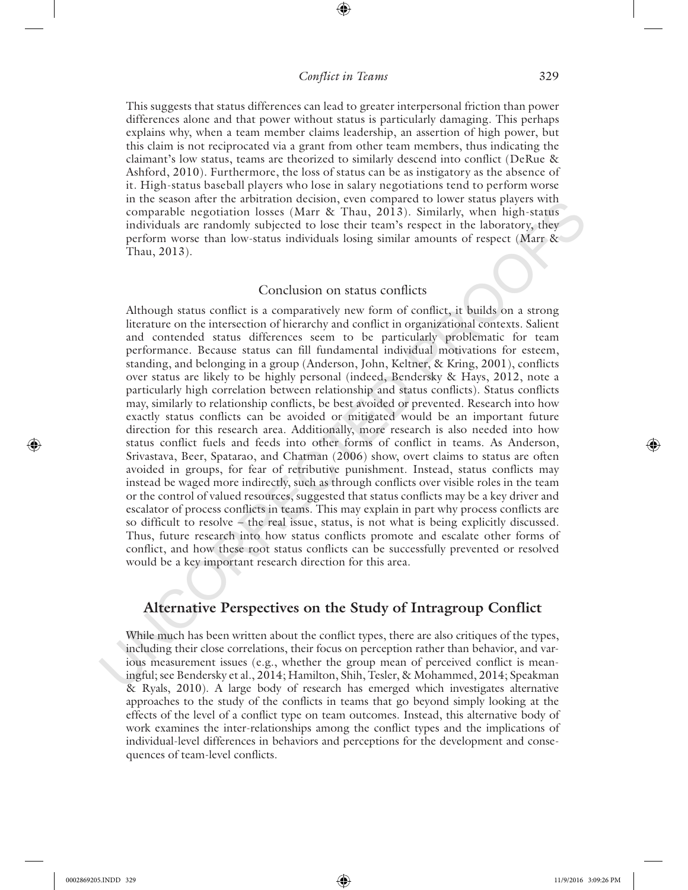This suggests that status differences can lead to greater interpersonal friction than power differences alone and that power without status is particularly damaging. This perhaps explains why, when a team member claims leadership, an assertion of high power, but this claim is not reciprocated via a grant from other team members, thus indicating the claimant's low status, teams are theorized to similarly descend into conflict (DeRue & Ashford, 2010). Furthermore, the loss of status can be as instigatory as the absence of it. High-status baseball players who lose in salary negotiations tend to perform worse in the season after the arbitration decision, even compared to lower status players with comparable negotiation losses (Marr & Thau, 2013). Similarly, when high-status individuals are randomly subjected to lose their team's respect in the laboratory, they perform worse than low-status individuals losing similar amounts of respect (Marr & Thau, 2013).

### Conclusion on status conflicts

Although status conflict is a comparatively new form of conflict, it builds on a strong literature on the intersection of hierarchy and conflict in organizational contexts. Salient and contended status differences seem to be particularly problematic for team performance. Because status can fill fundamental individual motivations for esteem, standing, and belonging in a group (Anderson, John, Keltner, & Kring, 2001), conflicts over status are likely to be highly personal (indeed, Bendersky & Hays, 2012, note a particularly high correlation between relationship and status conflicts). Status conflicts may, similarly to relationship conflicts, be best avoided or prevented. Research into how exactly status conflicts can be avoided or mitigated would be an important future direction for this research area. Additionally, more research is also needed into how status conflict fuels and feeds into other forms of conflict in teams. As Anderson, Srivastava, Beer, Spatarao, and Chatman (2006) show, overt claims to status are often avoided in groups, for fear of retributive punishment. Instead, status conflicts may instead be waged more indirectly, such as through conflicts over visible roles in the team or the control of valued resources, suggested that status conflicts may be a key driver and escalator of process conflicts in teams. This may explain in part why process conflicts are so difficult to resolve – the real issue, status, is not what is being explicitly discussed. Thus, future research into how status conflicts promote and escalate other forms of conflict, and how these root status conflicts can be successfully prevented or resolved would be a key important research direction for this area.

## Alternative Perspectives on the Study of Intragroup Conflict

While much has been written about the conflict types, there are also critiques of the types, including their close correlations, their focus on perception rather than behavior, and various measurement issues (e.g., whether the group mean of perceived conflict is meaningful; see Bendersky et al., 2014; Hamilton, Shih, Tesler, & Mohammed, 2014; Speakman & Ryals, 2010). A large body of research has emerged which investigates alternative approaches to the study of the conflicts in teams that go beyond simply looking at the effects of the level of a conflict type on team outcomes. Instead, this alternative body of work examines the inter-relationships among the conflict types and the implications of individual-level differences in behaviors and perceptions for the development and consequences of team-level conflicts.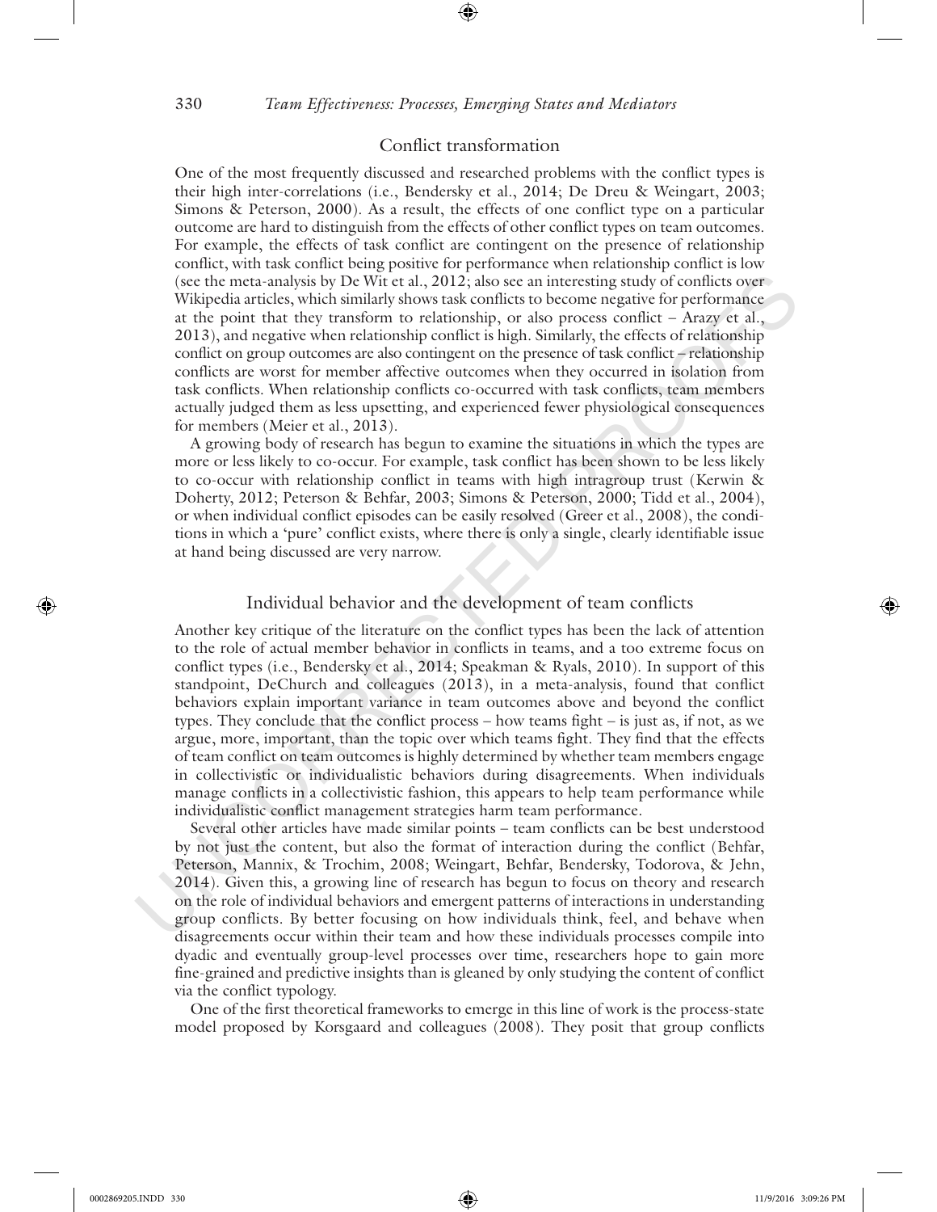## Conflict transformation

One of the most frequently discussed and researched problems with the conflict types is their high inter-correlations (i.e., Bendersky et al., 2014; De Dreu & Weingart, 2003; Simons & Peterson, 2000). As a result, the effects of one conflict type on a particular outcome are hard to distinguish from the effects of other conflict types on team outcomes. For example, the effects of task conflict are contingent on the presence of relationship conflict, with task conflict being positive for performance when relationship conflict is low (see the meta-analysis by De Wit et al., 2012; also see an interesting study of conflicts over Wikipedia articles, which similarly shows task conflicts to become negative for performance at the point that they transform to relationship, or also process conflict – Arazy et al., 2013), and negative when relationship conflict is high. Similarly, the effects of relationship conflict on group outcomes are also contingent on the presence of task conflict – relationship conflicts are worst for member affective outcomes when they occurred in isolation from task conflicts. When relationship conflicts co-occurred with task conflicts, team members actually judged them as less upsetting, and experienced fewer physiological consequences for members (Meier et al., 2013).

A growing body of research has begun to examine the situations in which the types are more or less likely to co-occur. For example, task conflict has been shown to be less likely to co-occur with relationship conflict in teams with high intragroup trust (Kerwin & Doherty, 2012; Peterson & Behfar, 2003; Simons & Peterson, 2000; Tidd et al., 2004), or when individual conflict episodes can be easily resolved (Greer et al., 2008), the conditions in which a 'pure' conflict exists, where there is only a single, clearly identifiable issue at hand being discussed are very narrow.

## Individual behavior and the development of team conflicts

Another key critique of the literature on the conflict types has been the lack of attention to the role of actual member behavior in conflicts in teams, and a too extreme focus on conflict types (i.e., Bendersky et al., 2014; Speakman & Ryals, 2010). In support of this standpoint, DeChurch and colleagues (2013), in a meta-analysis, found that conflict behaviors explain important variance in team outcomes above and beyond the conflict types. They conclude that the conflict process – how teams fight – is just as, if not, as we argue, more, important, than the topic over which teams fight. They find that the effects of team conflict on team outcomes is highly determined by whether team members engage in collectivistic or individualistic behaviors during disagreements. When individuals manage conflicts in a collectivistic fashion, this appears to help team performance while individualistic conflict management strategies harm team performance.

Several other articles have made similar points – team conflicts can be best understood by not just the content, but also the format of interaction during the conflict (Behfar, Peterson, Mannix, & Trochim, 2008; Weingart, Behfar, Bendersky, Todorova, & Jehn, 2014). Given this, a growing line of research has begun to focus on theory and research on the role of individual behaviors and emergent patterns of interactions in understanding group conflicts. By better focusing on how individuals think, feel, and behave when disagreements occur within their team and how these individuals processes compile into dyadic and eventually group-level processes over time, researchers hope to gain more fine-grained and predictive insights than is gleaned by only studying the content of conflict via the conflict typology.

One of the first theoretical frameworks to emerge in this line of work is the process-state model proposed by Korsgaard and colleagues (2008). They posit that group conflicts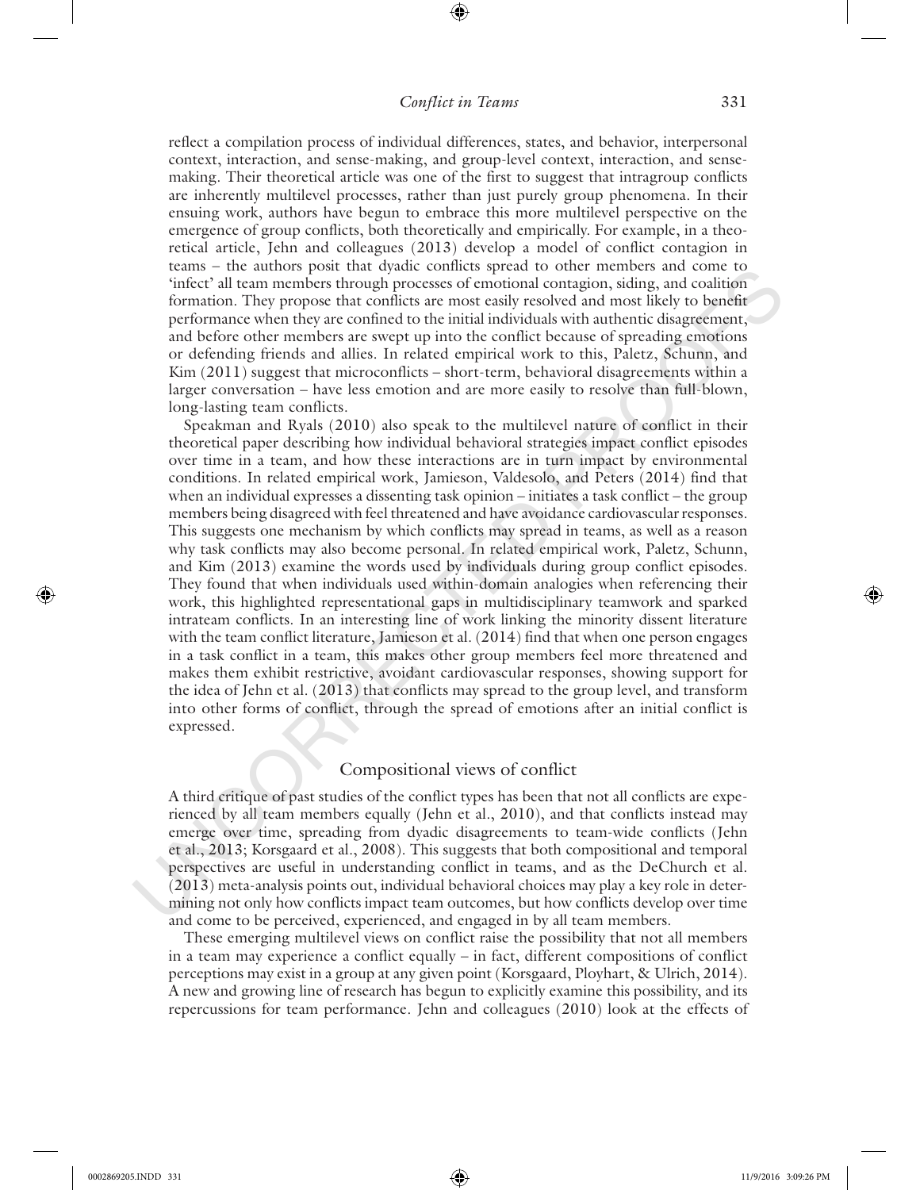reflect a compilation process of individual differences, states, and behavior, interpersonal context, interaction, and sense-making, and group-level context, interaction, and sense-making. Their theoretical article was one of the first to suggest that intragroup conflicts are inherently multilevel processes, rather than just purely group phenomena. In their ensuing work, authors have begun to embrace this more multilevel perspective on the emergence of group conflicts, both theoretically and empirically. For example, in a theoretical article, Jehn and colleagues (2013) develop a model of conflict contagion in teams – the authors posit that dyadic conflicts spread to other members and come to 'infect' all team members through processes of emotional contagion, siding, and coalition formation. They propose that conflicts are most easily resolved and most likely to benefit performance when they are confined to the initial individuals with authentic disagreement, and before other members are swept up into the conflict because of spreading emotions or defending friends and allies. In related empirical work to this, Paletz, Schunn, and Kim (2011) suggest that microconflicts – short-term, behavioral disagreements within a larger conversation – have less emotion and are more easily to resolve than full-blown, long-lasting team conflicts.

Speakman and Ryals (2010) also speak to the multilevel nature of conflict in their theoretical paper describing how individual behavioral strategies impact conflict episodes over time in a team, and how these interactions are in turn impact by environmental conditions. In related empirical work, Jamieson, Valdesolo, and Peters (2014) find that when an individual expresses a dissenting task opinion – initiates a task conflict – the group members being disagreed with feel threatened and have avoidance cardiovascular responses. This suggests one mechanism by which conflicts may spread in teams, as well as a reason why task conflicts may also become personal. In related empirical work, Paletz, Schunn, and Kim (2013) examine the words used by individuals during group conflict episodes. They found that when individuals used within-domain analogies when referencing their work, this highlighted representational gaps in multidisciplinary teamwork and sparked intrateam conflicts. In an interesting line of work linking the minority dissent literature with the team conflict literature, Jamieson et al. (2014) find that when one person engages in a task conflict in a team, this makes other group members feel more threatened and makes them exhibit restrictive, avoidant cardiovascular responses, showing support for the idea of Jehn et al. (2013) that conflicts may spread to the group level, and transform into other forms of conflict, through the spread of emotions after an initial conflict is expressed.

## Compositional views of conflict

A third critique of past studies of the conflict types has been that not all conflicts are experienced by all team members equally (Jehn et al., 2010), and that conflicts instead may emerge over time, spreading from dyadic disagreements to team-wide conflicts (Jehn et al., 2013; Korsgaard et al., 2008). This suggests that both compositional and temporal perspectives are useful in understanding conflict in teams, and as the DeChurch et al. (2013) meta-analysis points out, individual behavioral choices may play a key role in determining not only how conflicts impact team outcomes, but how conflicts develop over time and come to be perceived, experienced, and engaged in by all team members.

These emerging multilevel views on conflict raise the possibility that not all members in a team may experience a conflict equally – in fact, different compositions of conflict perceptions may exist in a group at any given point (Korsgaard, Ployhart, & Ulrich, 2014). A new and growing line of research has begun to explicitly examine this possibility, and its repercussions for team performance. Jehn and colleagues (2010) look at the effects of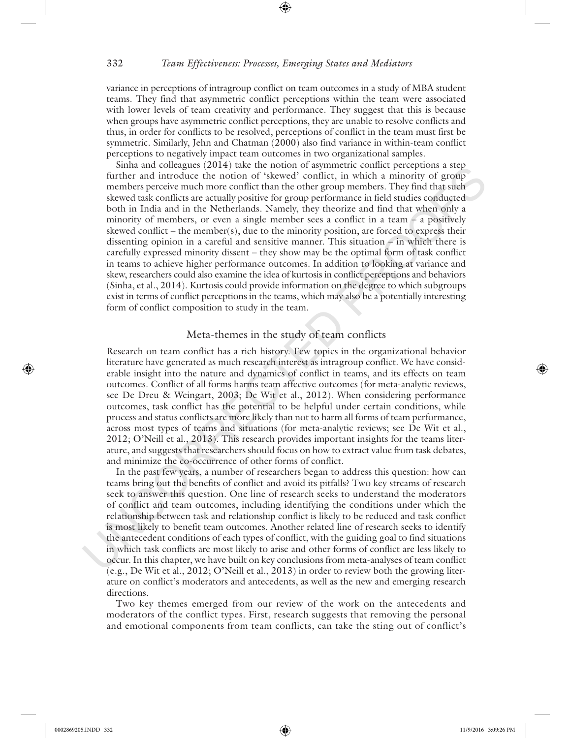variance in perceptions of intragroup conflict on team outcomes in a study of MBA student teams. They find that asymmetric conflict perceptions within the team were associated with lower levels of team creativity and performance. They suggest that this is because when groups have asymmetric conflict perceptions, they are unable to resolve conflicts and thus, in order for conflicts to be resolved, perceptions of conflict in the team must first be symmetric. Similarly, Jehn and Chatman (2000) also find variance in within-team conflict perceptions to negatively impact team outcomes in two organizational samples.

Sinha and colleagues (2014) take the notion of asymmetric conflict perceptions a step further and introduce the notion of 'skewed' conflict, in which a minority of group members perceive much more conflict than the other group members. They find that such skewed task conflicts are actually positive for group performance in field studies conducted both in India and in the Netherlands. Namely, they theorize and find that when only a minority of members, or even a single member sees a conflict in a team – a positively skewed conflict – the member(s), due to the minority position, are forced to express their dissenting opinion in a careful and sensitive manner. This situation – in which there is carefully expressed minority dissent – they show may be the optimal form of task conflict in teams to achieve higher performance outcomes. In addition to looking at variance and skew, researchers could also examine the idea of kurtosis in conflict perceptions and behaviors (Sinha, et al., 2014). Kurtosis could provide information on the degree to which subgroups exist in terms of conflict perceptions in the teams, which may also be a potentially interesting form of conflict composition to study in the team.

## Meta-themes in the study of team conflicts

Research on team conflict has a rich history. Few topics in the organizational behavior literature have generated as much research interest as intragroup conflict. We have considerable insight into the nature and dynamics of conflict in teams, and its effects on team outcomes. Conflict of all forms harms team affective outcomes (for meta-analytic reviews, see De Dreu & Weingart, 2003; De Wit et al., 2012). When considering performance outcomes, task conflict has the potential to be helpful under certain conditions, while process and status conflicts are more likely than not to harm all forms of team performance, across most types of teams and situations (for meta-analytic reviews; see De Wit et al., 2012; O'Neill et al., 2013). This research provides important insights for the teams literature, and suggests that researchers should focus on how to extract value from task debates, and minimize the co-occurrence of other forms of conflict.

In the past few years, a number of researchers began to address this question: how can teams bring out the benefits of conflict and avoid its pitfalls? Two key streams of research seek to answer this question. One line of research seeks to understand the moderators of conflict and team outcomes, including identifying the conditions under which the relationship between task and relationship conflict is likely to be reduced and task conflict is most likely to benefit team outcomes. Another related line of research seeks to identify the antecedent conditions of each types of conflict, with the guiding goal to find situations in which task conflicts are most likely to arise and other forms of conflict are less likely to occur. In this chapter, we have built on key conclusions from meta-analyses of team conflict (e.g., De Wit et al., 2012; O'Neill et al., 2013) in order to review both the growing literature on conflict's moderators and antecedents, as well as the new and emerging research directions.

Two key themes emerged from our review of the work on the antecedents and moderators of the conflict types. First, research suggests that removing the personal and emotional components from team conflicts, can take the sting out of conflict's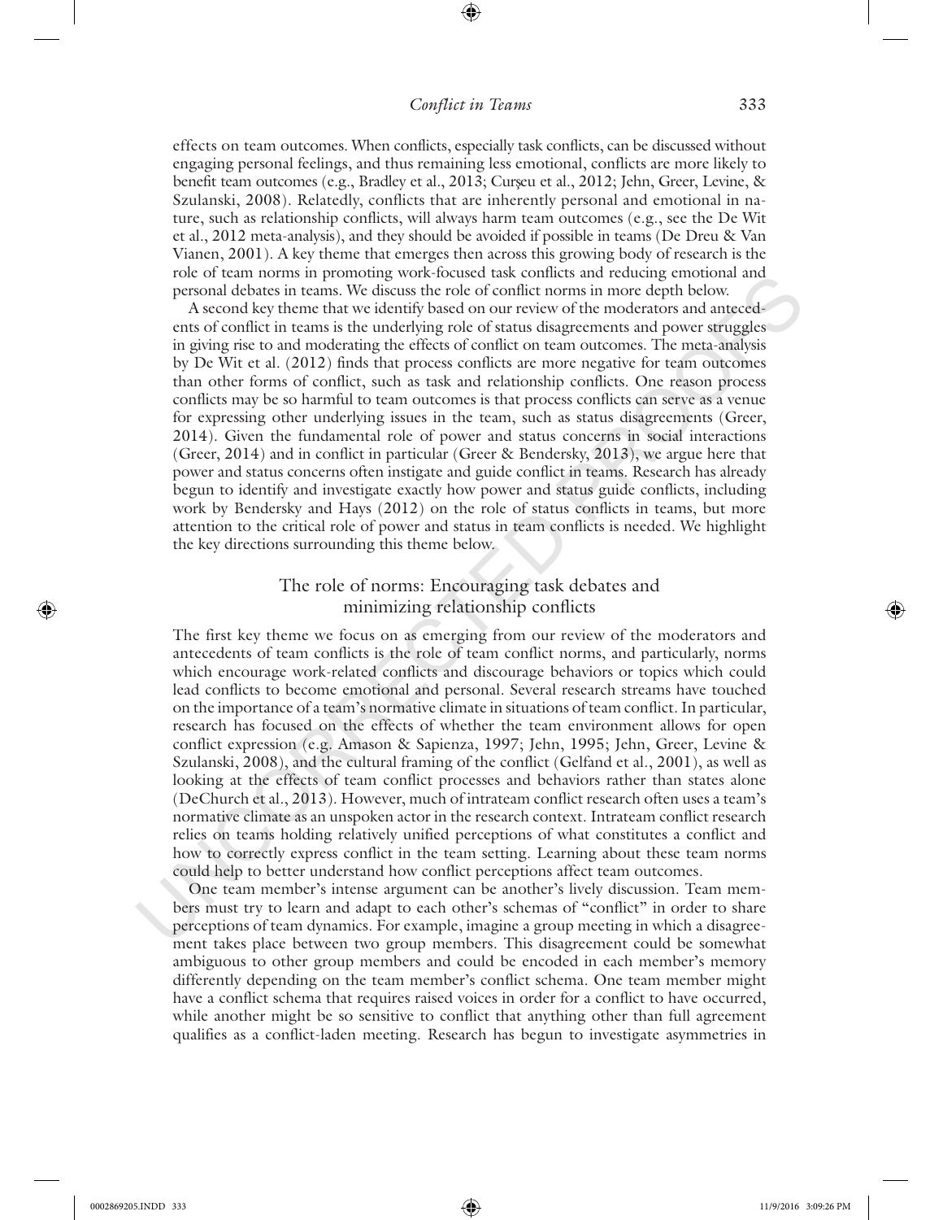effects on team outcomes. When conflicts, especially task conflicts, can be discussed without engaging personal feelings, and thus remaining less emotional, conflicts are more likely to benefit team outcomes (e.g., Bradley et al., 2013; Curşeu et al., 2012; Jehn, Greer, Levine, & Szulanski, 2008). Relatedly, conflicts that are inherently personal and emotional in nature, such as relationship conflicts, will always harm team outcomes (e.g., see the De Wit et al., 2012 meta-analysis), and they should be avoided if possible in teams (De Dreu & Van Vianen, 2001). A key theme that emerges then across this growing body of research is the role of team norms in promoting work-focused task conflicts and reducing emotional and personal debates in teams. We discuss the role of conflict norms in more depth below.

A second key theme that we identify based on our review of the moderators and antecedents of conflict in teams is the underlying role of status disagreements and power struggles in giving rise to and moderating the effects of conflict on team outcomes. The meta-analysis by De Wit et al. (2012) finds that process conflicts are more negative for team outcomes than other forms of conflict, such as task and relationship conflicts. One reason process conflicts may be so harmful to team outcomes is that process conflicts can serve as a venue for expressing other underlying issues in the team, such as status disagreements (Greer, 2014). Given the fundamental role of power and status concerns in social interactions (Greer, 2014) and in conflict in particular (Greer & Bendersky, 2013), we argue here that power and status concerns often instigate and guide conflict in teams. Research has already begun to identify and investigate exactly how power and status guide conflicts, including work by Bendersky and Hays (2012) on the role of status conflicts in teams, but more attention to the critical role of power and status in team conflicts is needed. We highlight the key directions surrounding this theme below.

## The role of norms: Encouraging task debates and minimizing relationship conflicts

The first key theme we focus on as emerging from our review of the moderators and antecedents of team conflicts is the role of team conflict norms, and particularly, norms which encourage work-related conflicts and discourage behaviors or topics which could lead conflicts to become emotional and personal. Several research streams have touched on the importance of a team's normative climate in situations of team conflict. In particular, research has focused on the effects of whether the team environment allows for open conflict expression (e.g. Amason & Sapienza, 1997; Jehn, 1995; Jehn, Greer, Levine & Szulanski, 2008), and the cultural framing of the conflict (Gelfand et al., 2001), as well as looking at the effects of team conflict processes and behaviors rather than states alone (DeChurch et al., 2013). However, much of intrateam conflict research often uses a team's normative climate as an unspoken actor in the research context. Intrateam conflict research relies on teams holding relatively unified perceptions of what constitutes a conflict and how to correctly express conflict in the team setting. Learning about these team norms could help to better understand how conflict perceptions affect team outcomes.

One team member's intense argument can be another's lively discussion. Team members must try to learn and adapt to each other's schemas of "conflict" in order to share perceptions of team dynamics. For example, imagine a group meeting in which a disagreement takes place between two group members. This disagreement could be somewhat ambiguous to other group members and could be encoded in each member's memory differently depending on the team member's conflict schema. One team member might have a conflict schema that requires raised voices in order for a conflict to have occurred, while another might be so sensitive to conflict that anything other than full agreement qualifies as a conflict-laden meeting. Research has begun to investigate asymmetries in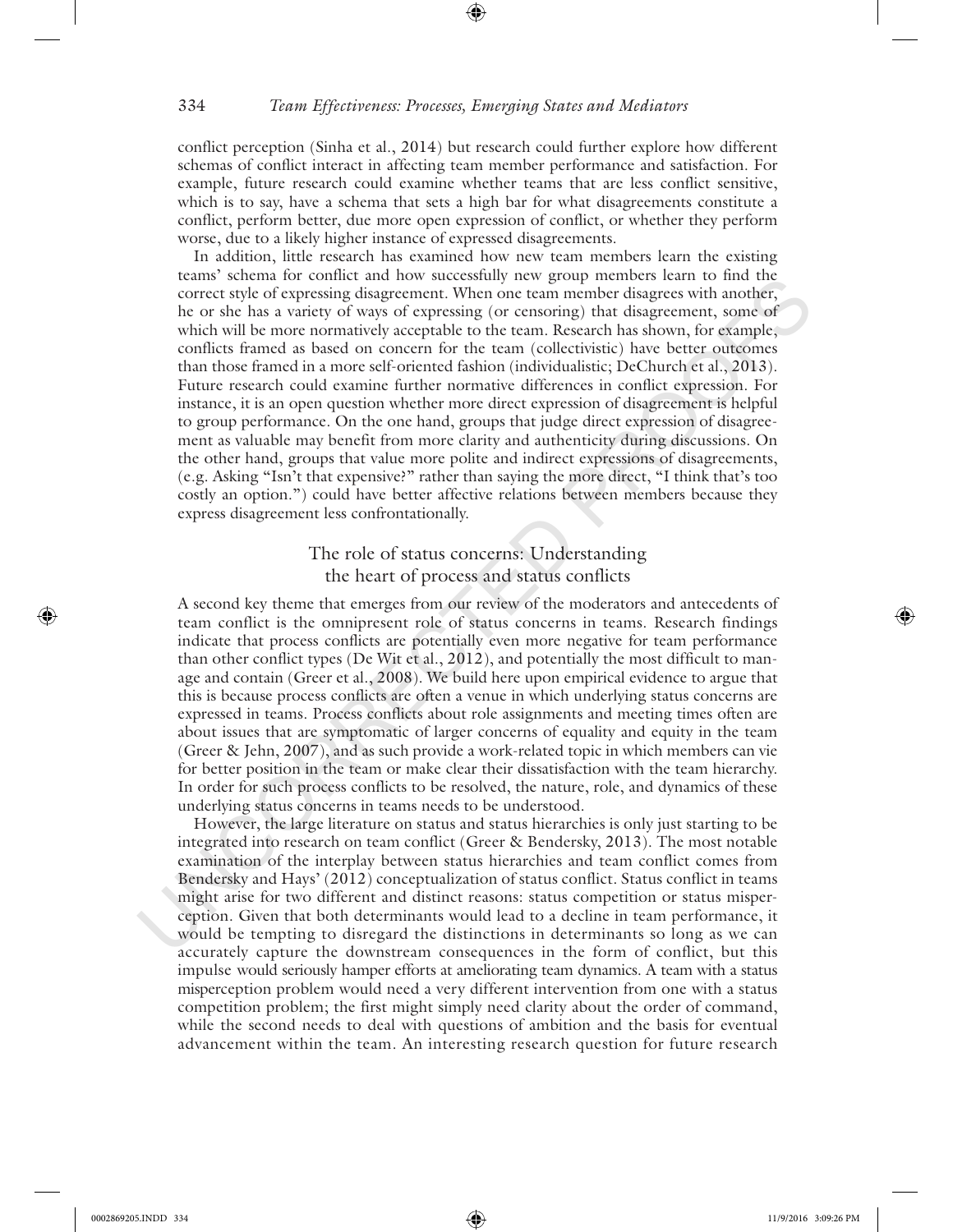conflict perception (Sinha et al., 2014) but research could further explore how different schemas of conflict interact in affecting team member performance and satisfaction. For example, future research could examine whether teams that are less conflict sensitive, which is to say, have a schema that sets a high bar for what disagreements constitute a conflict, perform better, due more open expression of conflict, or whether they perform worse, due to a likely higher instance of expressed disagreements.

In addition, little research has examined how new team members learn the existing teams' schema for conflict and how successfully new group members learn to find the correct style of expressing disagreement. When one team member disagrees with another, he or she has a variety of ways of expressing (or censoring) that disagreement, some of which will be more normatively acceptable to the team. Research has shown, for example, conflicts framed as based on concern for the team (collectivistic) have better outcomes than those framed in a more self-oriented fashion (individualistic; DeChurch et al., 2013). Future research could examine further normative differences in conflict expression. For instance, it is an open question whether more direct expression of disagreement is helpful to group performance. On the one hand, groups that judge direct expression of disagreement as valuable may benefit from more clarity and authenticity during discussions. On the other hand, groups that value more polite and indirect expressions of disagreements, (e.g. Asking "Isn't that expensive?" rather than saying the more direct, "I think that's too costly an option.") could have better affective relations between members because they express disagreement less confrontationally.

## The role of status concerns: Understanding the heart of process and status conflicts

A second key theme that emerges from our review of the moderators and antecedents of team conflict is the omnipresent role of status concerns in teams. Research findings indicate that process conflicts are potentially even more negative for team performance than other conflict types (De Wit et al., 2012), and potentially the most difficult to manage and contain (Greer et al., 2008). We build here upon empirical evidence to argue that this is because process conflicts are often a venue in which underlying status concerns are expressed in teams. Process conflicts about role assignments and meeting times often are about issues that are symptomatic of larger concerns of equality and equity in the team (Greer & Jehn, 2007), and as such provide a work-related topic in which members can vie for better position in the team or make clear their dissatisfaction with the team hierarchy. In order for such process conflicts to be resolved, the nature, role, and dynamics of these underlying status concerns in teams needs to be understood.

However, the large literature on status and status hierarchies is only just starting to be integrated into research on team conflict (Greer & Bendersky, 2013). The most notable examination of the interplay between status hierarchies and team conflict comes from Bendersky and Hays' (2012) conceptualization of status conflict. Status conflict in teams might arise for two different and distinct reasons: status competition or status misperception. Given that both determinants would lead to a decline in team performance, it would be tempting to disregard the distinctions in determinants so long as we can accurately capture the downstream consequences in the form of conflict, but this impulse would seriously hamper efforts at ameliorating team dynamics. A team with a status misperception problem would need a very different intervention from one with a status competition problem; the first might simply need clarity about the order of command, while the second needs to deal with questions of ambition and the basis for eventual advancement within the team. An interesting research question for future research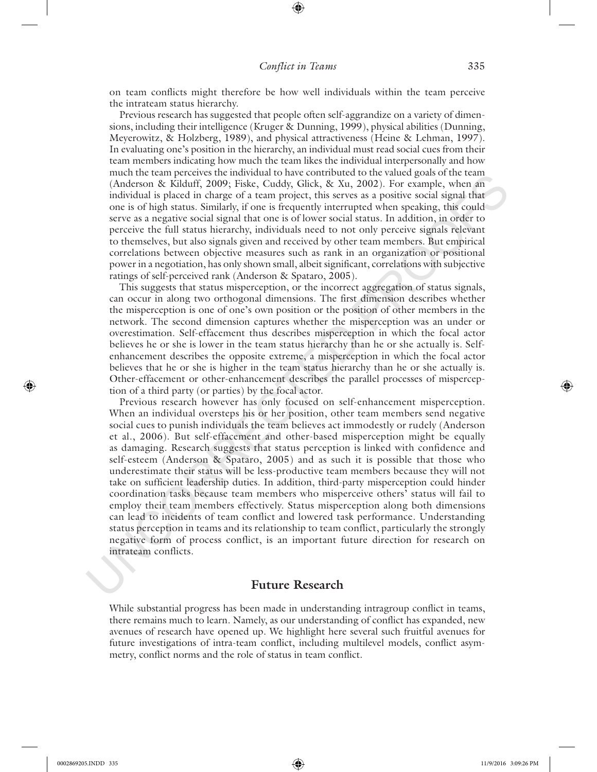on team conflicts might therefore be how well individuals within the team perceive the intrateam status hierarchy.

Previous research has suggested that people often self-aggrandize on a variety of dimensions, including their intelligence (Kruger & Dunning, 1999), physical abilities (Dunning, Meyerowitz, & Holzberg, 1989), and physical attractiveness (Heine & Lehman, 1997). In evaluating one's position in the hierarchy, an individual must read social cues from their team members indicating how much the team likes the individual interpersonally and how much the team perceives the individual to have contributed to the valued goals of the team (Anderson & Kilduff, 2009; Fiske, Cuddy, Glick, & Xu, 2002). For example, when an individual is placed in charge of a team project, this serves as a positive social signal that one is of high status. Similarly, if one is frequently interrupted when speaking, this could serve as a negative social signal that one is of lower social status. In addition, in order to perceive the full status hierarchy, individuals need to not only perceive signals relevant to themselves, but also signals given and received by other team members. But empirical correlations between objective measures such as rank in an organization or positional power in a negotiation, has only shown small, albeit significant, correlations with subjective ratings of self-perceived rank (Anderson & Spataro, 2005).

This suggests that status misperception, or the incorrect aggregation of status signals, can occur in along two orthogonal dimensions. The first dimension describes whether the misperception is one of one's own position or the position of other members in the network. The second dimension captures whether the misperception was an under or overestimation. Self-effacement thus describes misperception in which the focal actor believes he or she is lower in the team status hierarchy than he or she actually is. Self-enhancement describes the opposite extreme, a misperception in which the focal actor believes that he or she is higher in the team status hierarchy than he or she actually is. Other-effacement or other-enhancement describes the parallel processes of misperception of a third party (or parties) by the focal actor.

Previous research however has only focused on self-enhancement misperception. When an individual oversteps his or her position, other team members send negative social cues to punish individuals the team believes act immodestly or rudely (Anderson et al., 2006). But self-effacement and other-based misperception might be equally as damaging. Research suggests that status perception is linked with confidence and self-esteem (Anderson & Spataro, 2005) and as such it is possible that those who underestimate their status will be less-productive team members because they will not take on sufficient leadership duties. In addition, third-party misperception could hinder coordination tasks because team members who misperceive others' status will fail to employ their team members effectively. Status misperception along both dimensions can lead to incidents of team conflict and lowered task performance. Understanding status perception in teams and its relationship to team conflict, particularly the strongly negative form of process conflict, is an important future direction for research on intrateam conflicts.

## Future Research

While substantial progress has been made in understanding intragroup conflict in teams, there remains much to learn. Namely, as our understanding of conflict has expanded, new avenues of research have opened up. We highlight here several such fruitful avenues for future investigations of intra-team conflict, including multilevel models, conflict asymmetry, conflict norms and the role of status in team conflict.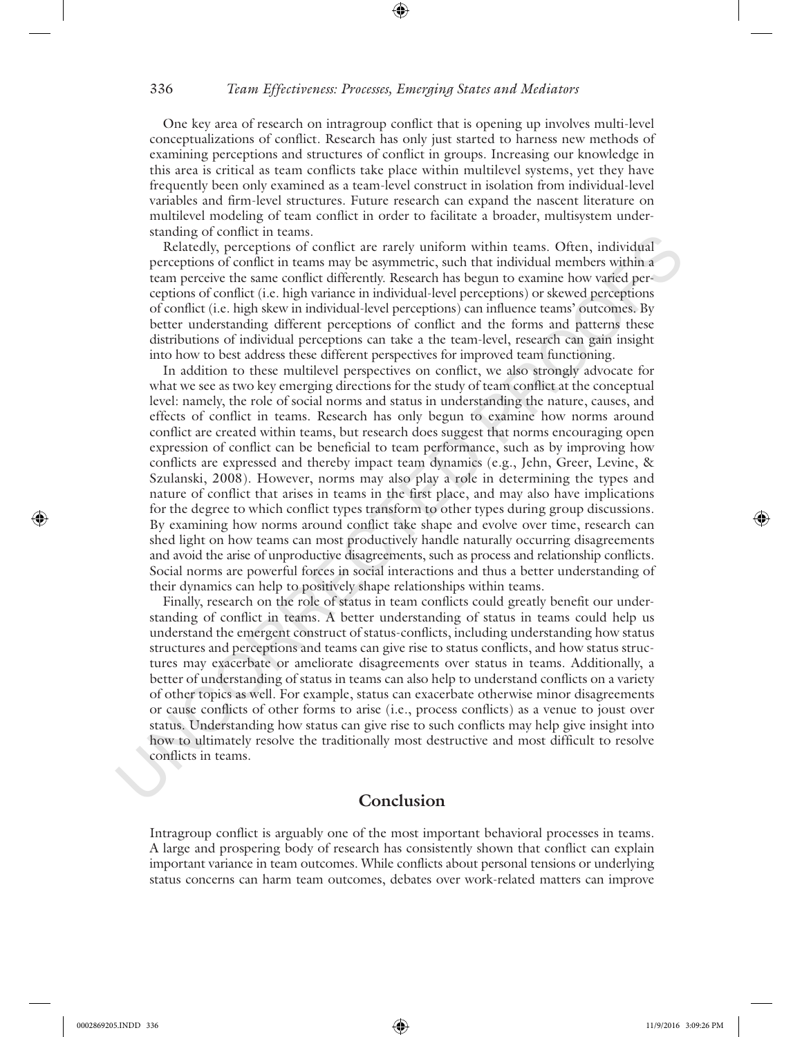One key area of research on intragroup conflict that is opening up involves multi-level conceptualizations of conflict. Research has only just started to harness new methods of examining perceptions and structures of conflict in groups. Increasing our knowledge in this area is critical as team conflicts take place within multilevel systems, yet they have frequently been only examined as a team-level construct in isolation from individual-level variables and firm-level structures. Future research can expand the nascent literature on multilevel modeling of team conflict in order to facilitate a broader, multisystem understanding of conflict in teams.

Relatedly, perceptions of conflict are rarely uniform within teams. Often, individual perceptions of conflict in teams may be asymmetric, such that individual members within a team perceive the same conflict differently. Research has begun to examine how varied perceptions of conflict (i.e. high variance in individual-level perceptions) or skewed perceptions of conflict (i.e. high skew in individual-level perceptions) can influence teams' outcomes. By better understanding different perceptions of conflict and the forms and patterns these distributions of individual perceptions can take a the team-level, research can gain insight into how to best address these different perspectives for improved team functioning.

In addition to these multilevel perspectives on conflict, we also strongly advocate for what we see as two key emerging directions for the study of team conflict at the conceptual level: namely, the role of social norms and status in understanding the nature, causes, and effects of conflict in teams. Research has only begun to examine how norms around conflict are created within teams, but research does suggest that norms encouraging open expression of conflict can be beneficial to team performance, such as by improving how conflicts are expressed and thereby impact team dynamics (e.g., Jehn, Greer, Levine, & Szulanski, 2008). However, norms may also play a role in determining the types and nature of conflict that arises in teams in the first place, and may also have implications for the degree to which conflict types transform to other types during group discussions. By examining how norms around conflict take shape and evolve over time, research can shed light on how teams can most productively handle naturally occurring disagreements and avoid the arise of unproductive disagreements, such as process and relationship conflicts. Social norms are powerful forces in social interactions and thus a better understanding of their dynamics can help to positively shape relationships within teams.

Finally, research on the role of status in team conflicts could greatly benefit our understanding of conflict in teams. A better understanding of status in teams could help us understand the emergent construct of status-conflicts, including understanding how status structures and perceptions and teams can give rise to status conflicts, and how status structures may exacerbate or ameliorate disagreements over status in teams. Additionally, a better of understanding of status in teams can also help to understand conflicts on a variety of other topics as well. For example, status can exacerbate otherwise minor disagreements or cause conflicts of other forms to arise (i.e., process conflicts) as a venue to joust over status. Understanding how status can give rise to such conflicts may help give insight into how to ultimately resolve the traditionally most destructive and most difficult to resolve conflicts in teams.

## Conclusion

Intragroup conflict is arguably one of the most important behavioral processes in teams. A large and prospering body of research has consistently shown that conflict can explain important variance in team outcomes. While conflicts about personal tensions or underlying status concerns can harm team outcomes, debates over work-related matters can improve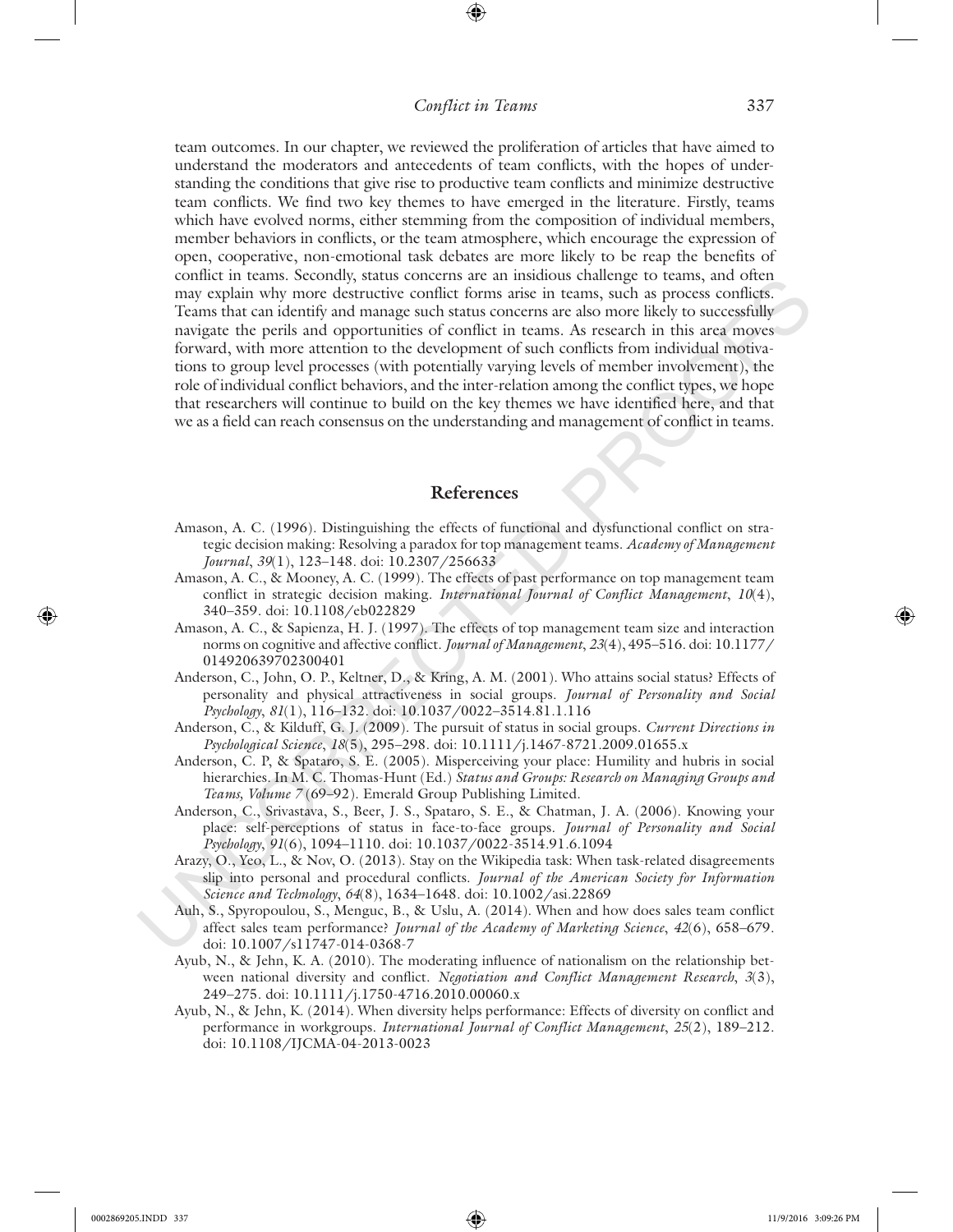team outcomes. In our chapter, we reviewed the proliferation of articles that have aimed to understand the moderators and antecedents of team conflicts, with the hopes of understanding the conditions that give rise to productive team conflicts and minimize destructive team conflicts. We find two key themes to have emerged in the literature. Firstly, teams which have evolved norms, either stemming from the composition of individual members, member behaviors in conflicts, or the team atmosphere, which encourage the expression of open, cooperative, non-emotional task debates are more likely to be reap the benefits of conflict in teams. Secondly, status concerns are an insidious challenge to teams, and often may explain why more destructive conflict forms arise in teams, such as process conflicts. Teams that can identify and manage such status concerns are also more likely to successfully navigate the perils and opportunities of conflict in teams. As research in this area moves forward, with more attention to the development of such conflicts from individual motivations to group level processes (with potentially varying levels of member involvement), the role of individual conflict behaviors, and the inter-relation among the conflict types, we hope that researchers will continue to build on the key themes we have identified here, and that we as a field can reach consensus on the understanding and management of conflict in teams.

## References

Amason, A. C. (1996). Distinguishing the effects of functional and dysfunctional conflict on strategic decision making: Resolving a paradox for top management teams. *Academy of Management Journal*, *39*(1), 123–148. doi: 10.2307/256633

Amason, A. C., & Mooney, A. C. (1999). The effects of past performance on top management team conflict in strategic decision making. *International Journal of Conflict Management*, *10*(4), 340–359. doi: 10.1108/eb022829

Amason, A. C., & Sapienza, H. J. (1997). The effects of top management team size and interaction norms on cognitive and affective conflict. *Journal of Management*, *23*(4), 495–516. doi: 10.1177/014920639702300401

Anderson, C., John, O. P., Keltner, D., & Kring, A. M. (2001). Who attains social status? Effects of personality and physical attractiveness in social groups. *Journal of Personality and Social Psychology*, *81*(1), 116–132. doi: 10.1037/0022–3514.81.1.116

Anderson, C., & Kilduff, G. J. (2009). The pursuit of status in social groups. *Current Directions in Psychological Science*, *18*(5), 295–298. doi: 10.1111/j.1467-8721.2009.01655.x

Anderson, C. P, & Spataro, S. E. (2005). Misperceiving your place: Humility and hubris in social hierarchies. In M. C. Thomas-Hunt (Ed.) *Status and Groups: Research on Managing Groups and Teams, Volume 7* (69–92). Emerald Group Publishing Limited.

Anderson, C., Srivastava, S., Beer, J. S., Spataro, S. E., & Chatman, J. A. (2006). Knowing your place: self-perceptions of status in face-to-face groups. *Journal of Personality and Social Psychology*, *91*(6), 1094–1110. doi: 10.1037/0022-3514.91.6.1094

Arazy, O., Yeo, L., & Nov, O. (2013). Stay on the Wikipedia task: When task-related disagreements slip into personal and procedural conflicts. *Journal of the American Society for Information Science and Technology*, *64*(8), 1634–1648. doi: 10.1002/asi.22869

Auh, S., Spyropoulou, S., Menguc, B., & Uslu, A. (2014). When and how does sales team conflict affect sales team performance? *Journal of the Academy of Marketing Science*, *42*(6), 658–679. doi: 10.1007/s11747-014-0368-7

Ayub, N., & Jehn, K. A. (2010). The moderating influence of nationalism on the relationship between national diversity and conflict. *Negotiation and Conflict Management Research*, *3*(3), 249–275. doi: 10.1111/j.1750-4716.2010.00060.x

Ayub, N., & Jehn, K. (2014). When diversity helps performance: Effects of diversity on conflict and performance in workgroups. *International Journal of Conflict Management*, *25*(2), 189–212. doi: 10.1108/IJCMA-04-2013-0023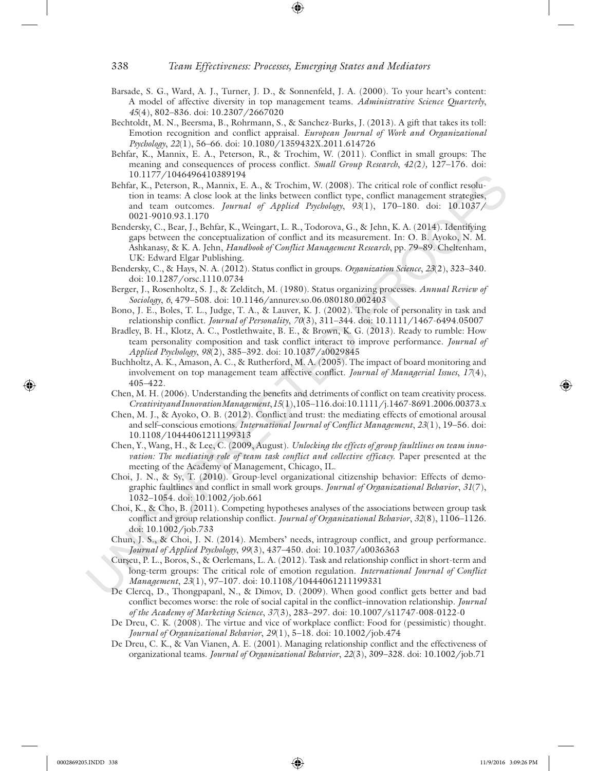Barsade, S. G., Ward, A. J., Turner, J. D., & Sonnenfeld, J. A. (2000). To your heart's content: A model of affective diversity in top management teams. *Administrative Science Quarterly*, *45*(4), 802–836. doi: 10.2307/2667020

Bechtoldt, M. N., Beersma, B., Rohrmann, S., & Sanchez-Burks, J. (2013). A gift that takes its toll: Emotion recognition and conflict appraisal. *European Journal of Work and Organizational Psychology*, *22*(1), 56–66. doi: 10.1080/1359432X.2011.614726

Behfar, K., Mannix, E. A., Peterson, R., & Trochim, W. (2011). Conflict in small groups: The meaning and consequences of process conflict. *Small Group Research*, *42(*2*)*, 127–176. doi: 10.1177/1046496410389194

Behfar, K., Peterson, R., Mannix, E. A., & Trochim, W. (2008). The critical role of conflict resolution in teams: A close look at the links between conflict type, conflict management strategies, and team outcomes. *Journal of Applied Psychology*, *93*(1), 170–180. doi: 10.1037/0021-9010.93.1.170

Bendersky, C., Bear, J., Behfar, K., Weingart, L. R., Todorova, G., & Jehn, K. A. (2014). Identifying gaps between the conceptualization of conflict and its measurement. In: O. B. Ayoko, N. M. Ashkanasy, & K. A. Jehn, *Handbook of Conflict Management Research*, pp. 79–89. Cheltenham, UK: Edward Elgar Publishing.

Bendersky, C., & Hays, N. A. (2012). Status conflict in groups. *Organization Science*, *23*(2), 323–340. doi: 10.1287/orsc.1110.0734

Berger, J., Rosenholtz, S. J., & Zelditch, M. (1980). Status organizing processes. *Annual Review of Sociology*, *6*, 479–508. doi: 10.1146/annurev.so.06.080180.002403

Bono, J. E., Boles, T. L., Judge, T. A., & Lauver, K. J. (2002). The role of personality in task and relationship conflict. *Journal of Personality*, *70*(3), 311–344. doi: 10.1111/1467-6494.05007

Bradley, B. H., Klotz, A. C., Postlethwaite, B. E., & Brown, K. G. (2013). Ready to rumble: How team personality composition and task conflict interact to improve performance. *Journal of Applied Psychology*, *98*(2), 385–392. doi: 10.1037/a0029845

Buchholtz, A. K., Amason, A. C., & Rutherford, M. A. (2005). The impact of board monitoring and involvement on top management team affective conflict. *Journal of Managerial Issues*, *17*(4), 405–422.

Chen, M. H. (2006). Understanding the benefits and detriments of conflict on team creativity process. *Creativity and Innovation Management*, *15*(1), 105–116. doi:10.1111/j.1467-8691.2006.00373.x

Chen, M. J., & Ayoko, O. B. (2012). Conflict and trust: the mediating effects of emotional arousal and self–conscious emotions. *International Journal of Conflict Management*, *23*(1), 19–56. doi: 10.1108/10444061211199313

Chen, Y., Wang, H., & Lee, C. (2009, August). *Unlocking the effects of group faultlines on team innovation: The mediating role of team task conflict and collective efficacy.* Paper presented at the meeting of the Academy of Management, Chicago, IL.

Choi, J. N., & Sy, T. (2010). Group-level organizational citizenship behavior: Effects of demographic faultlines and conflict in small work groups. *Journal of Organizational Behavior*, *31*(7), 1032–1054. doi: 10.1002/job.661

Choi, K., & Cho, B. (2011). Competing hypotheses analyses of the associations between group task conflict and group relationship conflict. *Journal of Organizational Behavior*, *32*(8), 1106–1126. doi: 10.1002/job.733

Chun, J. S., & Choi, J. N. (2014). Members' needs, intragroup conflict, and group performance. *Journal of Applied Psychology*, *99*(3), 437–450. doi: 10.1037/a0036363

Curşeu, P. L., Boros, S., & Oerlemans, L. A. (2012). Task and relationship conflict in short-term and long-term groups: The critical role of emotion regulation. *International Journal of Conflict Management*, *23*(1), 97–107. doi: 10.1108/10444061211199331

De Clercq, D., Thongpapanl, N., & Dimov, D. (2009). When good conflict gets better and bad conflict becomes worse: the role of social capital in the conflict–innovation relationship. *Journal of the Academy of Marketing Science*, *37*(3), 283–297. doi: 10.1007/s11747-008-0122-0

De Dreu, C. K. (2008). The virtue and vice of workplace conflict: Food for (pessimistic) thought. *Journal of Organizational Behavior*, *29*(1), 5–18. doi: 10.1002/job.474

De Dreu, C. K., & Van Vianen, A. E. (2001). Managing relationship conflict and the effectiveness of organizational teams. *Journal of Organizational Behavior*, *22*(3), 309–328. doi: 10.1002/job.71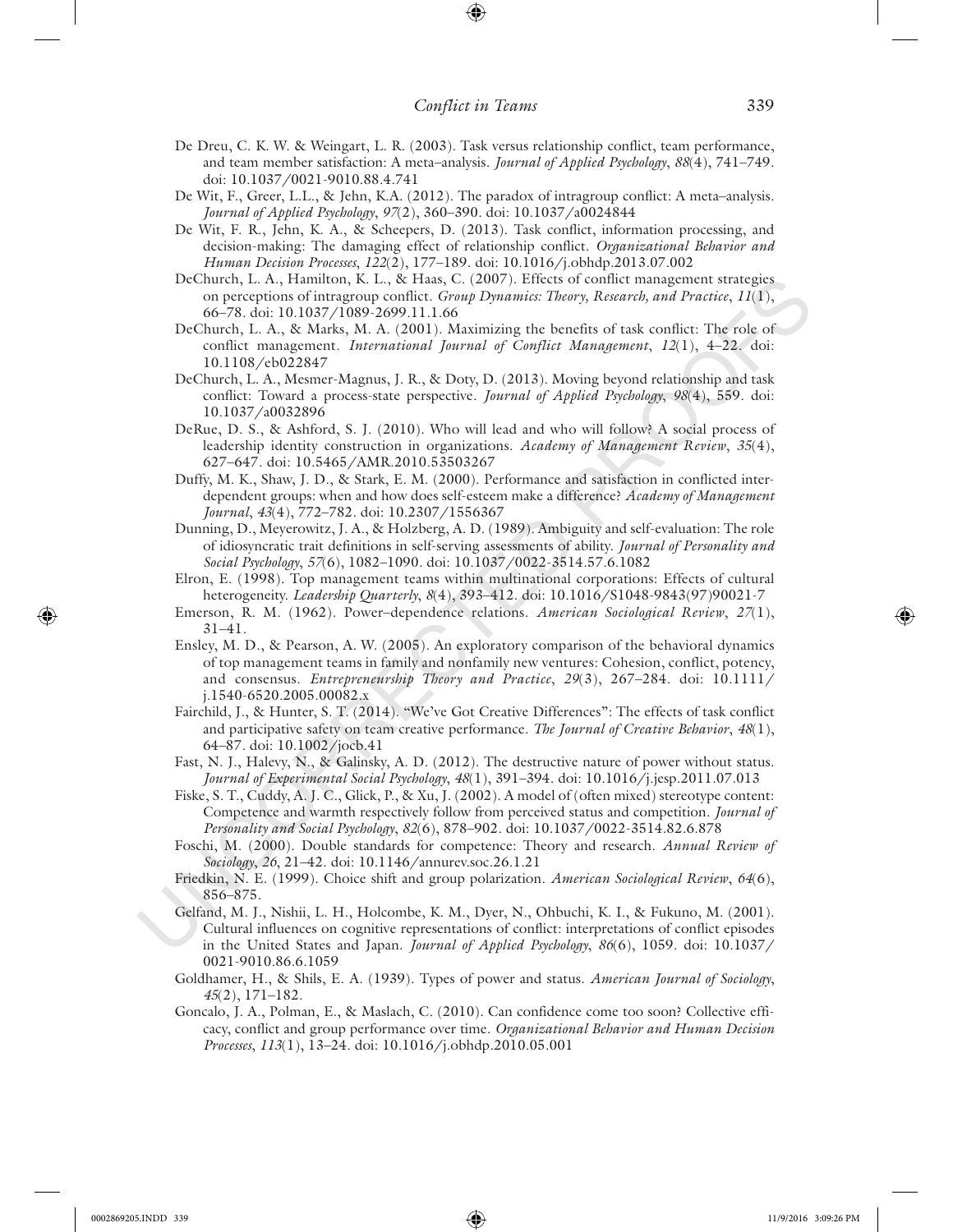De Dreu, C. K. W. & Weingart, L. R. (2003). Task versus relationship conflict, team performance, and team member satisfaction: A meta–analysis. *Journal of Applied Psychology*, *88*(4), 741–749. doi: 10.1037/0021-9010.88.4.741

De Wit, F., Greer, L.L., & Jehn, K.A. (2012). The paradox of intragroup conflict: A meta–analysis. *Journal of Applied Psychology*, *97*(2), 360–390. doi: 10.1037/a0024844

De Wit, F. R., Jehn, K. A., & Scheepers, D. (2013). Task conflict, information processing, and decision-making: The damaging effect of relationship conflict. *Organizational Behavior and Human Decision Processes*, *122*(2), 177–189. doi: 10.1016/j.obhdp.2013.07.002

DeChurch, L. A., Hamilton, K. L., & Haas, C. (2007). Effects of conflict management strategies on perceptions of intragroup conflict. *Group Dynamics: Theory, Research, and Practice*, *11*(1), 66–78. doi: 10.1037/1089-2699.11.1.66

DeChurch, L. A., & Marks, M. A. (2001). Maximizing the benefits of task conflict: The role of conflict management. *International Journal of Conflict Management*, *12*(1), 4–22. doi: 10.1108/eb022847

DeChurch, L. A., Mesmer-Magnus, J. R., & Doty, D. (2013). Moving beyond relationship and task conflict: Toward a process-state perspective. *Journal of Applied Psychology*, *98*(4), 559. doi: 10.1037/a0032896

DeRue, D. S., & Ashford, S. J. (2010). Who will lead and who will follow? A social process of leadership identity construction in organizations. *Academy of Management Review*, *35*(4), 627–647. doi: 10.5465/AMR.2010.53503267

Duffy, M. K., Shaw, J. D., & Stark, E. M. (2000). Performance and satisfaction in conflicted interdependent groups: when and how does self-esteem make a difference? *Academy of Management Journal*, *43*(4), 772–782. doi: 10.2307/1556367

Dunning, D., Meyerowitz, J. A., & Holzberg, A. D. (1989). Ambiguity and self-evaluation: The role of idiosyncratic trait definitions in self-serving assessments of ability. *Journal of Personality and Social Psychology*, *57*(6), 1082–1090. doi: 10.1037/0022-3514.57.6.1082

Elron, E. (1998). Top management teams within multinational corporations: Effects of cultural heterogeneity. *Leadership Quarterly*, *8*(4), 393–412. doi: 10.1016/S1048-9843(97)90021-7

Emerson, R. M. (1962). Power–dependence relations. *American Sociological Review*, *27*(1), 31–41.

Ensley, M. D., & Pearson, A. W. (2005). An exploratory comparison of the behavioral dynamics of top management teams in family and nonfamily new ventures: Cohesion, conflict, potency, and consensus. *Entrepreneurship Theory and Practice*, *29*(3), 267–284. doi: 10.1111/j.1540-6520.2005.00082.x

Fairchild, J., & Hunter, S. T. (2014). "We've Got Creative Differences": The effects of task conflict and participative safety on team creative performance. *The Journal of Creative Behavior*, *48*(1), 64–87. doi: 10.1002/jocb.41

Fast, N. J., Halevy, N., & Galinsky, A. D. (2012). The destructive nature of power without status. *Journal of Experimental Social Psychology*, *48*(1), 391–394. doi: 10.1016/j.jesp.2011.07.013

Fiske, S. T., Cuddy, A. J. C., Glick, P., & Xu, J. (2002). A model of (often mixed) stereotype content: Competence and warmth respectively follow from perceived status and competition. *Journal of Personality and Social Psychology*, *82*(6), 878–902. doi: 10.1037/0022-3514.82.6.878

Foschi, M. (2000). Double standards for competence: Theory and research. *Annual Review of Sociology*, *26*, 21–42. doi: 10.1146/annurev.soc.26.1.21

Friedkin, N. E. (1999). Choice shift and group polarization. *American Sociological Review*, *64*(6), 856–875.

Gelfand, M. J., Nishii, L. H., Holcombe, K. M., Dyer, N., Ohbuchi, K. I., & Fukuno, M. (2001). Cultural influences on cognitive representations of conflict: interpretations of conflict episodes in the United States and Japan. *Journal of Applied Psychology*, *86*(6), 1059. doi: 10.1037/0021-9010.86.6.1059

Goldhamer, H., & Shils, E. A. (1939). Types of power and status. *American Journal of Sociology*, *45*(2), 171–182.

Goncalo, J. A., Polman, E., & Maslach, C. (2010). Can confidence come too soon? Collective efficacy, conflict and group performance over time. *Organizational Behavior and Human Decision Processes*, *113*(1), 13–24. doi: 10.1016/j.obhdp.2010.05.001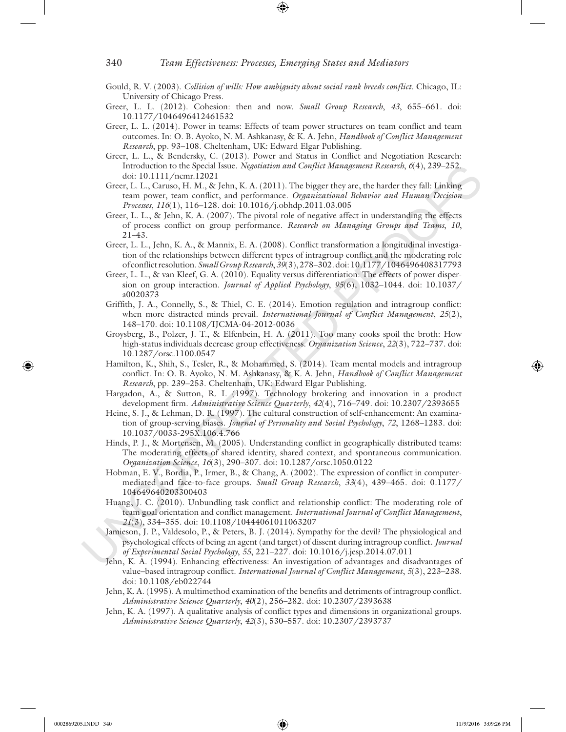Gould, R. V. (2003). *Collision of wills: How ambiguity about social rank breeds conflict*. Chicago, IL: University of Chicago Press.

Greer, L. L. (2012). Cohesion: then and now. *Small Group Research*, *43*, 655–661. doi: 10.1177/1046496412461532

Greer, L. L. (2014). Power in teams: Effects of team power structures on team conflict and team outcomes. In: O. B. Ayoko, N. M. Ashkanasy, & K. A. Jehn, *Handbook of Conflict Management Research*, pp. 93–108. Cheltenham, UK: Edward Elgar Publishing.

Greer, L. L., & Bendersky, C. (2013). Power and Status in Conflict and Negotiation Research: Introduction to the Special Issue. *Negotiation and Conflict Management Research*, *6*(4), 239–252. doi: 10.1111/ncmr.12021

Greer, L. L., Caruso, H. M., & Jehn, K. A. (2011). The bigger they are, the harder they fall: Linking team power, team conflict, and performance. *Organizational Behavior and Human Decision Processes*, *116*(1), 116–128. doi: 10.1016/j.obhdp.2011.03.005

Greer, L. L., & Jehn, K. A. (2007). The pivotal role of negative affect in understanding the effects of process conflict on group performance. *Research on Managing Groups and Teams*, *10*, 21–43.

Greer, L. L., Jehn, K. A., & Mannix, E. A. (2008). Conflict transformation a longitudinal investigation of the relationships between different types of intragroup conflict and the moderating role of conflict resolution. *Small Group Research*, *39*(3), 278–302. doi: 10.1177/1046496408317793

Greer, L. L., & van Kleef, G. A. (2010). Equality versus differentiation: The effects of power dispersion on group interaction. *Journal of Applied Psychology*, *95*(6), 1032–1044. doi: 10.1037/a0020373

Griffith, J. A., Connelly, S., & Thiel, C. E. (2014). Emotion regulation and intragroup conflict: when more distracted minds prevail. *International Journal of Conflict Management*, *25*(2), 148–170. doi: 10.1108/IJCMA-04-2012-0036

Groysberg, B., Polzer, J. T., & Elfenbein, H. A. (2011). Too many cooks spoil the broth: How high-status individuals decrease group effectiveness. *Organization Science*, *22*(3), 722–737. doi: 10.1287/orsc.1100.0547

Hamilton, K., Shih, S., Tesler, R., & Mohammed, S. (2014). Team mental models and intragroup conflict. In: O. B. Ayoko, N. M. Ashkanasy, & K. A. Jehn, *Handbook of Conflict Management Research*, pp. 239–253. Cheltenham, UK: Edward Elgar Publishing.

Hargadon, A., & Sutton, R. I. (1997). Technology brokering and innovation in a product development firm. *Administrative Science Quarterly*, *42*(4), 716–749. doi: 10.2307/2393655

Heine, S. J., & Lehman, D. R. (1997). The cultural construction of self-enhancement: An examination of group-serving biases. *Journal of Personality and Social Psychology*, *72*, 1268–1283. doi: 10.1037/0033-295X.106.4.766

Hinds, P. J., & Mortensen, M. (2005). Understanding conflict in geographically distributed teams: The moderating effects of shared identity, shared context, and spontaneous communication. *Organization Science*, *16*(3), 290–307. doi: 10.1287/orsc.1050.0122

Hobman, E. V., Bordia, P., Irmer, B., & Chang, A. (2002). The expression of conflict in computer-mediated and face-to-face groups. *Small Group Research*, *33*(4), 439–465. doi: 0.1177/104649640203300403

Huang, J. C. (2010). Unbundling task conflict and relationship conflict: The moderating role of team goal orientation and conflict management. *International Journal of Conflict Management*, *21*(3), 334–355. doi: 10.1108/10444061011063207

Jamieson, J. P., Valdesolo, P., & Peters, B. J. (2014). Sympathy for the devil? The physiological and psychological effects of being an agent (and target) of dissent during intragroup conflict. *Journal of Experimental Social Psychology*, *55*, 221–227. doi: 10.1016/j.jesp.2014.07.011

Jehn, K. A. (1994). Enhancing effectiveness: An investigation of advantages and disadvantages of value–based intragroup conflict. *International Journal of Conflict Management*, *5*(3), 223–238. doi: 10.1108/eb022744

Jehn, K. A. (1995). A multimethod examination of the benefits and detriments of intragroup conflict. *Administrative Science Quarterly*, *40*(2), 256–282. doi: 10.2307/2393638

Jehn, K. A. (1997). A qualitative analysis of conflict types and dimensions in organizational groups. *Administrative Science Quarterly*, *42*(3), 530–557. doi: 10.2307/2393737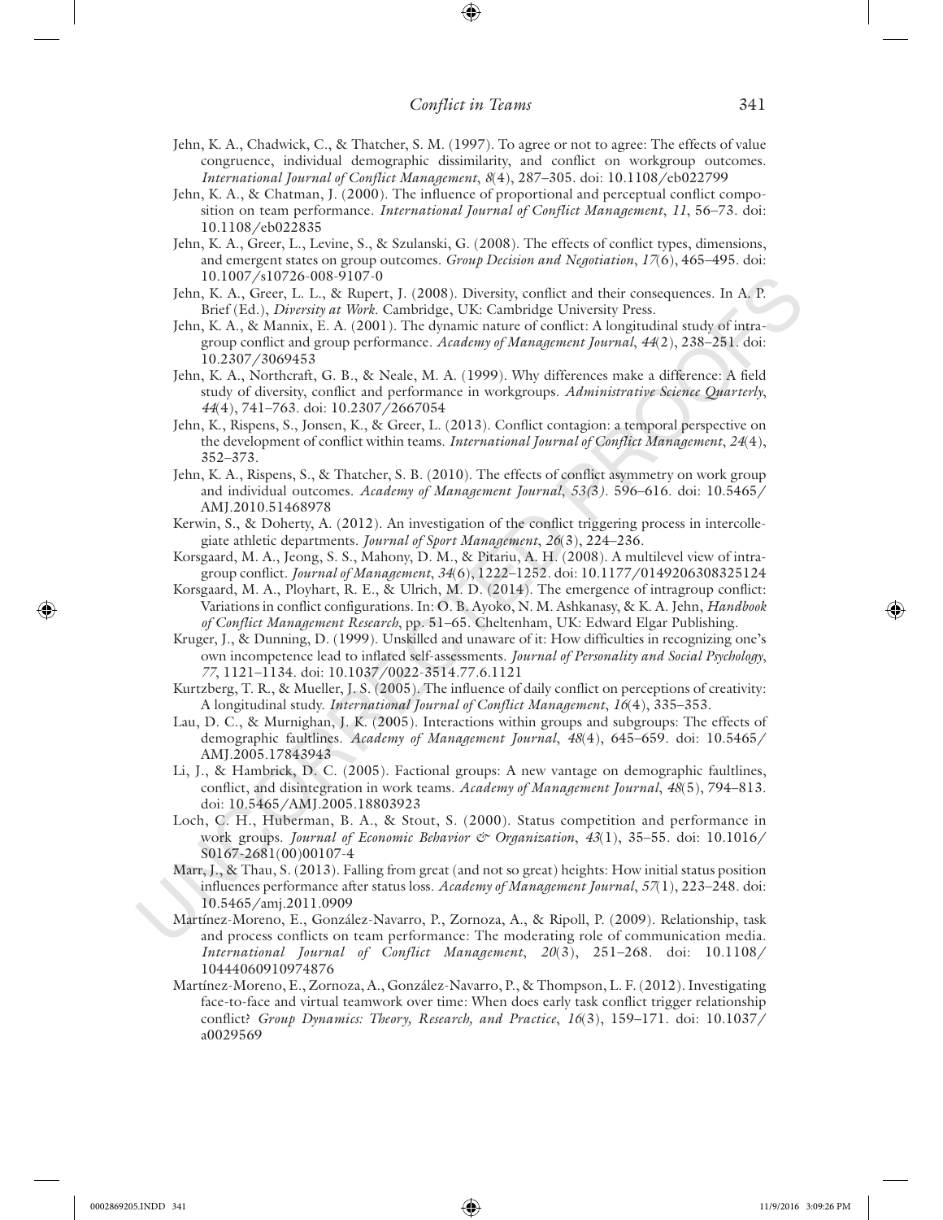Jehn, K. A., Chadwick, C., & Thatcher, S. M. (1997). To agree or not to agree: The effects of value congruence, individual demographic dissimilarity, and conflict on workgroup outcomes. *International Journal of Conflict Management*, *8*(4), 287–305. doi: 10.1108/eb022799

Jehn, K. A., & Chatman, J. (2000). The influence of proportional and perceptual conflict composition on team performance. *International Journal of Conflict Management*, *11*, 56–73. doi: 10.1108/eb022835

Jehn, K. A., Greer, L., Levine, S., & Szulanski, G. (2008). The effects of conflict types, dimensions, and emergent states on group outcomes. *Group Decision and Negotiation*, *17*(6), 465–495. doi: 10.1007/s10726-008-9107-0

Jehn, K. A., Greer, L. L., & Rupert, J. (2008). Diversity, conflict and their consequences. In A. P. Brief (Ed.), *Diversity at Work*. Cambridge, UK: Cambridge University Press.

Jehn, K. A., & Mannix, E. A. (2001). The dynamic nature of conflict: A longitudinal study of intragroup conflict and group performance. *Academy of Management Journal*, *44*(2), 238–251. doi: 10.2307/3069453

Jehn, K. A., Northcraft, G. B., & Neale, M. A. (1999). Why differences make a difference: A field study of diversity, conflict and performance in workgroups. *Administrative Science Quarterly*, *44*(4), 741–763. doi: 10.2307/2667054

Jehn, K., Rispens, S., Jonsen, K., & Greer, L. (2013). Conflict contagion: a temporal perspective on the development of conflict within teams. *International Journal of Conflict Management*, *24*(4), 352–373.

Jehn, K. A., Rispens, S., & Thatcher, S. B. (2010). The effects of conflict asymmetry on work group and individual outcomes. *Academy of Management Journal*, *53(3)*. 596–616. doi: 10.5465/AMJ.2010.51468978

Kerwin, S., & Doherty, A. (2012). An investigation of the conflict triggering process in intercollegiate athletic departments. *Journal of Sport Management*, *26*(3), 224–236.

Korsgaard, M. A., Jeong, S. S., Mahony, D. M., & Pitariu, A. H. (2008). A multilevel view of intragroup conflict. *Journal of Management*, *34*(6), 1222–1252. doi: 10.1177/0149206308325124

Korsgaard, M. A., Ployhart, R. E., & Ulrich, M. D. (2014). The emergence of intragroup conflict: Variations in conflict configurations. In: O. B. Ayoko, N. M. Ashkanasy, & K. A. Jehn, *Handbook of Conflict Management Research*, pp. 51–65. Cheltenham, UK: Edward Elgar Publishing.

Kruger, J., & Dunning, D. (1999). Unskilled and unaware of it: How difficulties in recognizing one's own incompetence lead to inflated self-assessments. *Journal of Personality and Social Psychology*, *77*, 1121–1134. doi: 10.1037/0022-3514.77.6.1121

Kurtzberg, T. R., & Mueller, J. S. (2005). The influence of daily conflict on perceptions of creativity: A longitudinal study. *International Journal of Conflict Management*, *16*(4), 335–353.

Lau, D. C., & Murnighan, J. K. (2005). Interactions within groups and subgroups: The effects of demographic faultlines. *Academy of Management Journal*, *48*(4), 645–659. doi: 10.5465/AMJ.2005.17843943

Li, J., & Hambrick, D. C. (2005). Factional groups: A new vantage on demographic faultlines, conflict, and disintegration in work teams. *Academy of Management Journal*, *48*(5), 794–813. doi: 10.5465/AMJ.2005.18803923

Loch, C. H., Huberman, B. A., & Stout, S. (2000). Status competition and performance in work groups. *Journal of Economic Behavior & Organization*, *43*(1), 35–55. doi: 10.1016/S0167-2681(00)00107-4

Marr, J., & Thau, S. (2013). Falling from great (and not so great) heights: How initial status position influences performance after status loss. *Academy of Management Journal*, *57*(1), 223–248. doi: 10.5465/amj.2011.0909

Martínez-Moreno, E., González-Navarro, P., Zornoza, A., & Ripoll, P. (2009). Relationship, task and process conflicts on team performance: The moderating role of communication media. *International Journal of Conflict Management*, *20*(3), 251–268. doi: 10.1108/10444060910974876

Martínez-Moreno, E., Zornoza, A., González-Navarro, P., & Thompson, L. F. (2012). Investigating face-to-face and virtual teamwork over time: When does early task conflict trigger relationship conflict? *Group Dynamics: Theory, Research, and Practice*, *16*(3), 159–171. doi: 10.1037/a0029569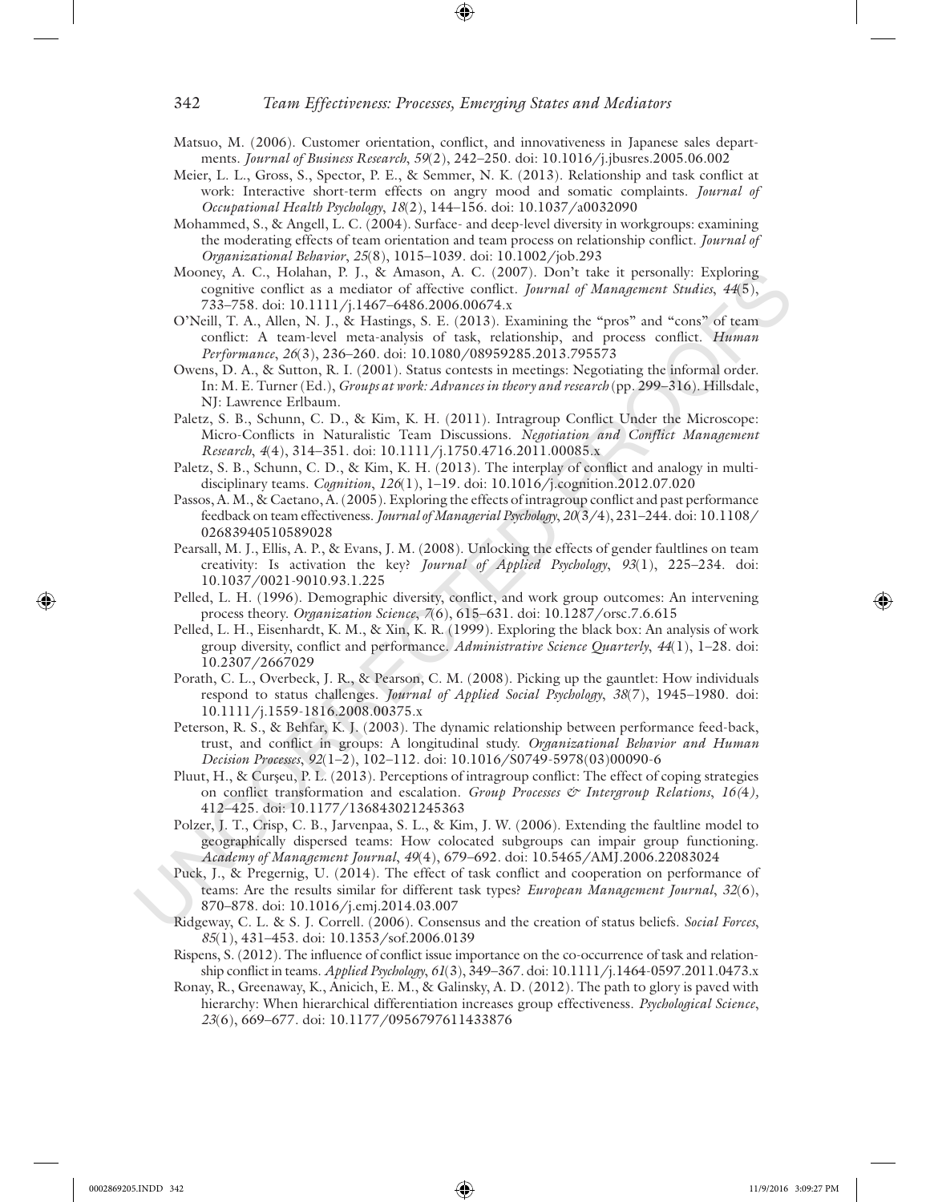Matsuo, M. (2006). Customer orientation, conflict, and innovativeness in Japanese sales departments. *Journal of Business Research*, *59*(2), 242–250. doi: 10.1016/j.jbusres.2005.06.002

Meier, L. L., Gross, S., Spector, P. E., & Semmer, N. K. (2013). Relationship and task conflict at work: Interactive short-term effects on angry mood and somatic complaints. *Journal of Occupational Health Psychology*, *18*(2), 144–156. doi: 10.1037/a0032090

Mohammed, S., & Angell, L. C. (2004). Surface- and deep-level diversity in workgroups: examining the moderating effects of team orientation and team process on relationship conflict. *Journal of Organizational Behavior*, *25*(8), 1015–1039. doi: 10.1002/job.293

Mooney, A. C., Holahan, P. J., & Amason, A. C. (2007). Don't take it personally: Exploring cognitive conflict as a mediator of affective conflict. *Journal of Management Studies*, *44*(5), 733–758. doi: 10.1111/j.1467-6486.2006.00674.x

O'Neill, T. A., Allen, N. J., & Hastings, S. E. (2013). Examining the "pros" and "cons" of team conflict: A team-level meta-analysis of task, relationship, and process conflict. *Human Performance*, *26*(3), 236–260. doi: 10.1080/08959285.2013.795573

Owens, D. A., & Sutton, R. I. (2001). Status contests in meetings: Negotiating the informal order. In: M. E. Turner (Ed.), *Groups at work: Advances in theory and research* (pp. 299–316). Hillsdale, NJ: Lawrence Erlbaum.

Paletz, S. B., Schunn, C. D., & Kim, K. H. (2011). Intragroup Conflict Under the Microscope: Micro-Conflicts in Naturalistic Team Discussions. *Negotiation and Conflict Management Research*, *4*(4), 314–351. doi: 10.1111/j.1750.4716.2011.00085.x

Paletz, S. B., Schunn, C. D., & Kim, K. H. (2013). The interplay of conflict and analogy in multidisciplinary teams. *Cognition*, *126*(1), 1–19. doi: 10.1016/j.cognition.2012.07.020

Passos, A. M., & Caetano, A. (2005). Exploring the effects of intragroup conflict and past performance feedback on team effectiveness. *Journal of Managerial Psychology*, *20*(3/4), 231–244. doi: 10.1108/02683940510589028

Pearsall, M. J., Ellis, A. P., & Evans, J. M. (2008). Unlocking the effects of gender faultlines on team creativity: Is activation the key? *Journal of Applied Psychology*, *93*(1), 225–234. doi: 10.1037/0021-9010.93.1.225

Pelled, L. H. (1996). Demographic diversity, conflict, and work group outcomes: An intervening process theory. *Organization Science*, *7*(6), 615–631. doi: 10.1287/orsc.7.6.615

Pelled, L. H., Eisenhardt, K. M., & Xin, K. R. (1999). Exploring the black box: An analysis of work group diversity, conflict and performance. *Administrative Science Quarterly*, *44*(1), 1–28. doi: 10.2307/2667029

Porath, C. L., Overbeck, J. R., & Pearson, C. M. (2008). Picking up the gauntlet: How individuals respond to status challenges. *Journal of Applied Social Psychology*, *38*(7), 1945–1980. doi: 10.1111/j.1559-1816.2008.00375.x

Peterson, R. S., & Behfar, K. J. (2003). The dynamic relationship between performance feed-back, trust, and conflict in groups: A longitudinal study. *Organizational Behavior and Human Decision Processes*, *92*(1–2), 102–112. doi: 10.1016/S0749-5978(03)00090-6

Pluut, H., & Curşeu, P. L. (2013). Perceptions of intragroup conflict: The effect of coping strategies on conflict transformation and escalation. *Group Processes & Intergroup Relations*, *16(4)*, 412–425. doi: 10.1177/136843021245363

Polzer, J. T., Crisp, C. B., Jarvenpaa, S. L., & Kim, J. W. (2006). Extending the faultline model to geographically dispersed teams: How colocated subgroups can impair group functioning. *Academy of Management Journal*, *49*(4), 679–692. doi: 10.5465/AMJ.2006.22083024

Puck, J., & Pregernig, U. (2014). The effect of task conflict and cooperation on performance of teams: Are the results similar for different task types? *European Management Journal*, *32*(6), 870–878. doi: 10.1016/j.emj.2014.03.007

Ridgeway, C. L. & S. J. Correll. (2006). Consensus and the creation of status beliefs. *Social Forces*, *85*(1), 431–453. doi: 10.1353/sof.2006.0139

Rispens, S. (2012). The influence of conflict issue importance on the co-occurrence of task and relationship conflict in teams. *Applied Psychology*, *61*(3), 349–367. doi: 10.1111/j.1464-0597.2011.0473.x

Ronay, R., Greenaway, K., Anicich, E. M., & Galinsky, A. D. (2012). The path to glory is paved with hierarchy: When hierarchical differentiation increases group effectiveness. *Psychological Science*, *23*(6), 669–677. doi: 10.1177/0956797611433876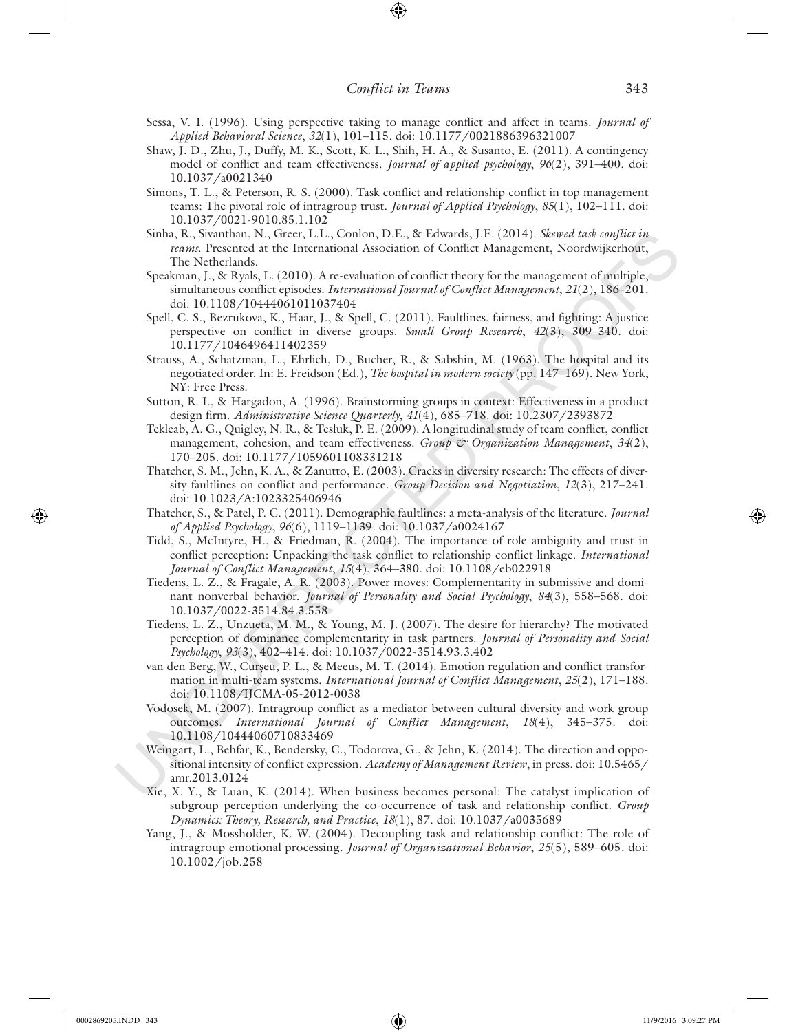Sessa, V. I. (1996). Using perspective taking to manage conflict and affect in teams. *Journal of Applied Behavioral Science*, *32*(1), 101–115. doi: 10.1177/0021886396321007

Shaw, J. D., Zhu, J., Duffy, M. K., Scott, K. L., Shih, H. A., & Susanto, E. (2011). A contingency model of conflict and team effectiveness. *Journal of applied psychology*, *96*(2), 391–400. doi: 10.1037/a0021340

Simons, T. L., & Peterson, R. S. (2000). Task conflict and relationship conflict in top management teams: The pivotal role of intragroup trust. *Journal of Applied Psychology*, *85*(1), 102–111. doi: 10.1037/0021-9010.85.1.102

Sinha, R., Sivanthan, N., Greer, L.L., Conlon, D.E., & Edwards, J.E. (2014). *Skewed task conflict in teams.* Presented at the International Association of Conflict Management, Noordwijkerhout, The Netherlands.

Speakman, J., & Ryals, L. (2010). A re-evaluation of conflict theory for the management of multiple, simultaneous conflict episodes. *International Journal of Conflict Management*, *21*(2), 186–201. doi: 10.1108/10444061011037404

Spell, C. S., Bezrukova, K., Haar, J., & Spell, C. (2011). Faultlines, fairness, and fighting: A justice perspective on conflict in diverse groups. *Small Group Research*, *42*(3), 309–340. doi: 10.1177/1046496411402359

Strauss, A., Schatzman, L., Ehrlich, D., Bucher, R., & Sabshin, M. (1963). The hospital and its negotiated order. In: E. Freidson (Ed.), *The hospital in modern society* (pp. 147–169). New York, NY: Free Press.

Sutton, R. I., & Hargadon, A. (1996). Brainstorming groups in context: Effectiveness in a product design firm. *Administrative Science Quarterly*, *41*(4), 685–718. doi: 10.2307/2393872

Tekleab, A. G., Quigley, N. R., & Tesluk, P. E. (2009). A longitudinal study of team conflict, conflict management, cohesion, and team effectiveness. *Group & Organization Management*, *34*(2), 170–205. doi: 10.1177/1059601108331218

Thatcher, S. M., Jehn, K. A., & Zanutto, E. (2003). Cracks in diversity research: The effects of diversity faultlines on conflict and performance. *Group Decision and Negotiation*, *12*(3), 217–241. doi: 10.1023/A:1023325406946

Thatcher, S., & Patel, P. C. (2011). Demographic faultlines: a meta-analysis of the literature. *Journal of Applied Psychology*, *96*(6), 1119–1139. doi: 10.1037/a0024167

Tidd, S., McIntyre, H., & Friedman, R. (2004). The importance of role ambiguity and trust in conflict perception: Unpacking the task conflict to relationship conflict linkage. *International Journal of Conflict Management*, *15*(4), 364–380. doi: 10.1108/eb022918

Tiedens, L. Z., & Fragale, A. R. (2003). Power moves: Complementarity in submissive and dominant nonverbal behavior. *Journal of Personality and Social Psychology*, *84*(3), 558–568. doi: 10.1037/0022-3514.84.3.558

Tiedens, L. Z., Unzueta, M. M., & Young, M. J. (2007). The desire for hierarchy? The motivated perception of dominance complementarity in task partners. *Journal of Personality and Social Psychology*, *93*(3), 402–414. doi: 10.1037/0022-3514.93.3.402

van den Berg, W., Curşeu, P. L., & Meeus, M. T. (2014). Emotion regulation and conflict transformation in multi-team systems. *International Journal of Conflict Management*, *25*(2), 171–188. doi: 10.1108/IJCMA-05-2012-0038

Vodosek, M. (2007). Intragroup conflict as a mediator between cultural diversity and work group outcomes. *International Journal of Conflict Management*, *18*(4), 345–375. doi: 10.1108/10444060710833469

Weingart, L., Behfar, K., Bendersky, C., Todorova, G., & Jehn, K. (2014). The direction and oppositional intensity of conflict expression. *Academy of Management Review*, in press. doi: 10.5465/amr.2013.0124

Xie, X. Y., & Luan, K. (2014). When business becomes personal: The catalyst implication of subgroup perception underlying the co-occurrence of task and relationship conflict. *Group Dynamics: Theory, Research, and Practice*, *18*(1), 87. doi: 10.1037/a0035689

Yang, J., & Mossholder, K. W. (2004). Decoupling task and relationship conflict: The role of intragroup emotional processing. *Journal of Organizational Behavior*, *25*(5), 589–605. doi: 10.1002/job.258